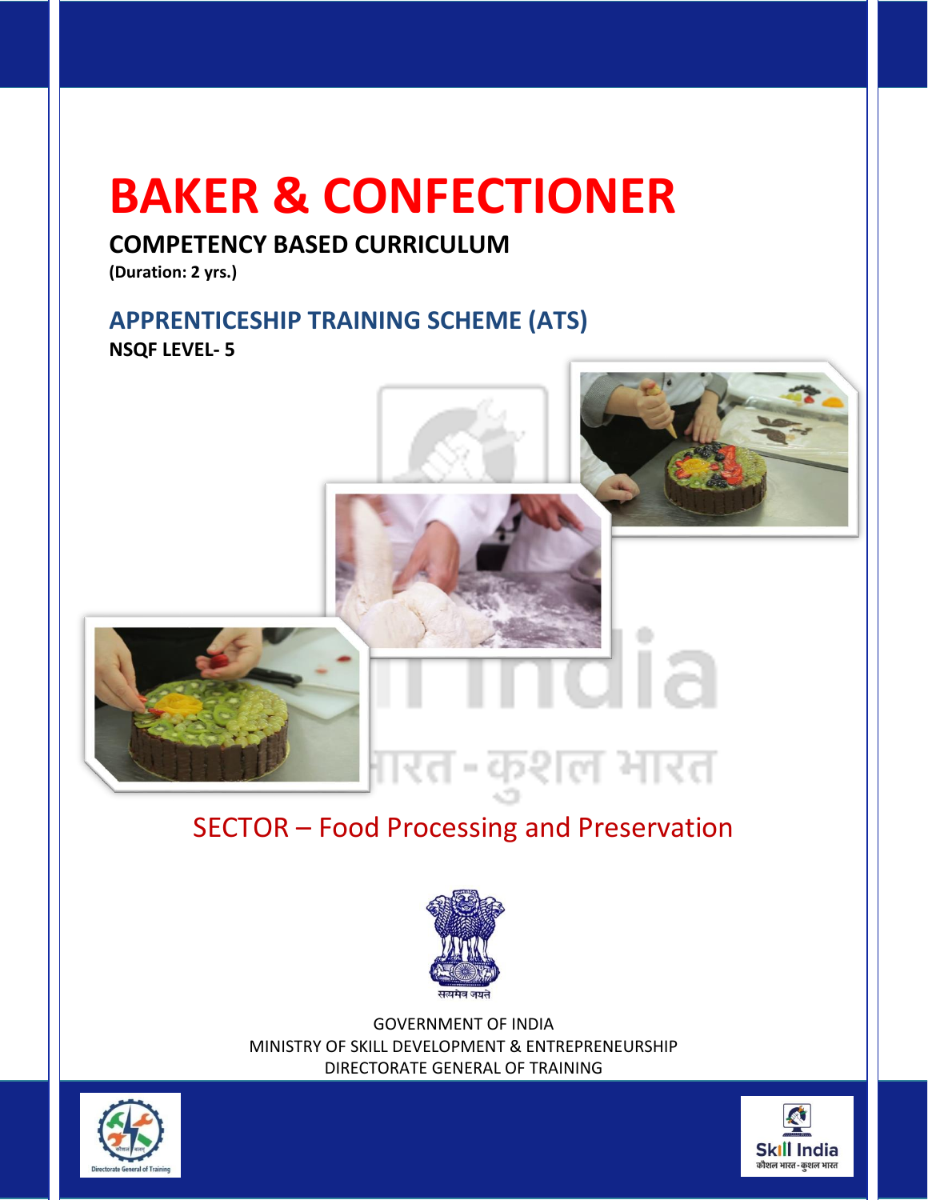# BAKER & CONFECTIONER

## COMPETENCY BASED CURRICULUM

**(Duration: 2 yrs.)**

## APPRENTICESHIP TRAINING SCHEME (ATS)

**NSQF LEVEL- 5**

SECTOR – Food Processing and Preservation

GOVERNMENT OF INDIA
MINISTRY OF SKILL DEVELOPMENT & ENTREPRENEURSHIP
DIRECTORATE GENERAL OF TRAINING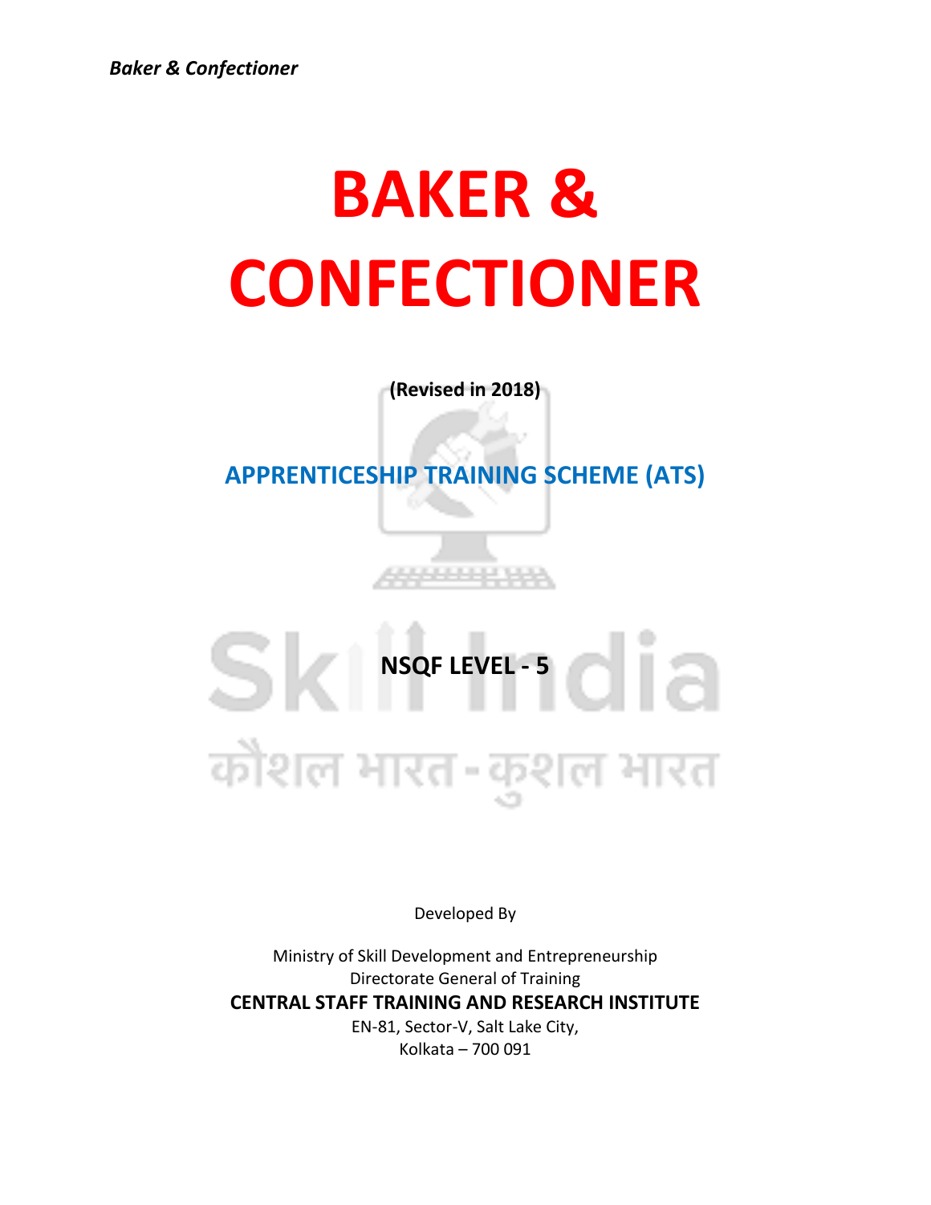# BAKER & CONFECTIONER

**(Revised in 2018)**

## APPRENTICESHIP TRAINING SCHEME (ATS)

**NSQF LEVEL - 5**

Developed By

Ministry of Skill Development and Entrepreneurship
Directorate General of Training
**CENTRAL STAFF TRAINING AND RESEARCH INSTITUTE**
EN-81, Sector-V, Salt Lake City,
Kolkata – 700 091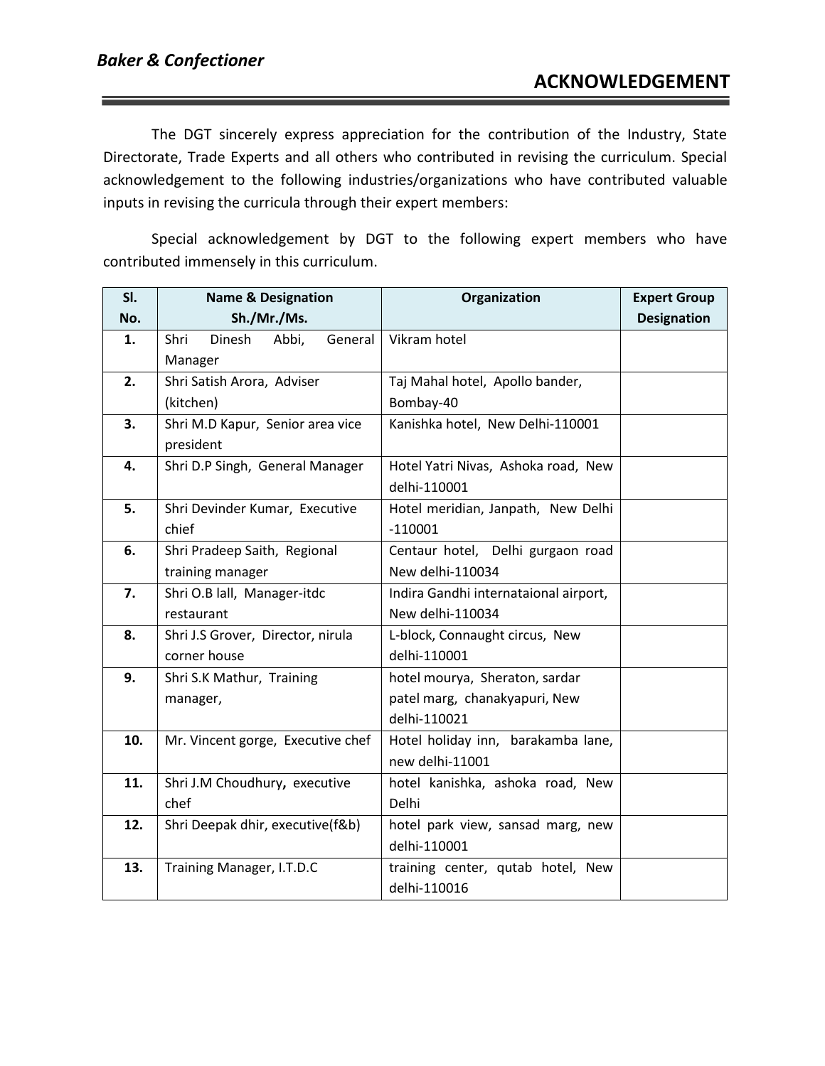# ACKNOWLEDGEMENT

The DGT sincerely express appreciation for the contribution of the Industry, State Directorate, Trade Experts and all others who contributed in revising the curriculum. Special acknowledgement to the following industries/organizations who have contributed valuable inputs in revising the curricula through their expert members:

Special acknowledgement by DGT to the following expert members who have contributed immensely in this curriculum.

| Sl. No. | Name & Designation Sh./Mr./Ms. | Organization | Expert Group Designation |
|---|---|---|---|
| 1. | Shri Dinesh Abbi, General Manager | Vikram hotel | |
| 2. | Shri Satish Arora, Adviser (kitchen) | Taj Mahal hotel, Apollo bander, Bombay-40 | |
| 3. | Shri M.D Kapur, Senior area vice president | Kanishka hotel, New Delhi-110001 | |
| 4. | Shri D.P Singh, General Manager | Hotel Yatri Nivas, Ashoka road, New delhi-110001 | |
| 5. | Shri Devinder Kumar, Executive chief | Hotel meridian, Janpath, New Delhi -110001 | |
| 6. | Shri Pradeep Saith, Regional training manager | Centaur hotel, Delhi gurgaon road New delhi-110034 | |
| 7. | Shri O.B lall, Manager-itdc restaurant | Indira Gandhi internataional airport, New delhi-110034 | |
| 8. | Shri J.S Grover, Director, nirula corner house | L-block, Connaught circus, New delhi-110001 | |
| 9. | Shri S.K Mathur, Training manager, | hotel mourya, Sheraton, sardar patel marg, chanakyapuri, New delhi-110021 | |
| 10. | Mr. Vincent gorge, Executive chef | Hotel holiday inn, barakamba lane, new delhi-11001 | |
| 11. | Shri J.M Choudhury**,** executive chef | hotel kanishka, ashoka road, New Delhi | |
| 12. | Shri Deepak dhir, executive(f&b) | hotel park view, sansad marg, new delhi-110001 | |
| 13. | Training Manager, I.T.D.C | training center, qutab hotel, New delhi-110016 | |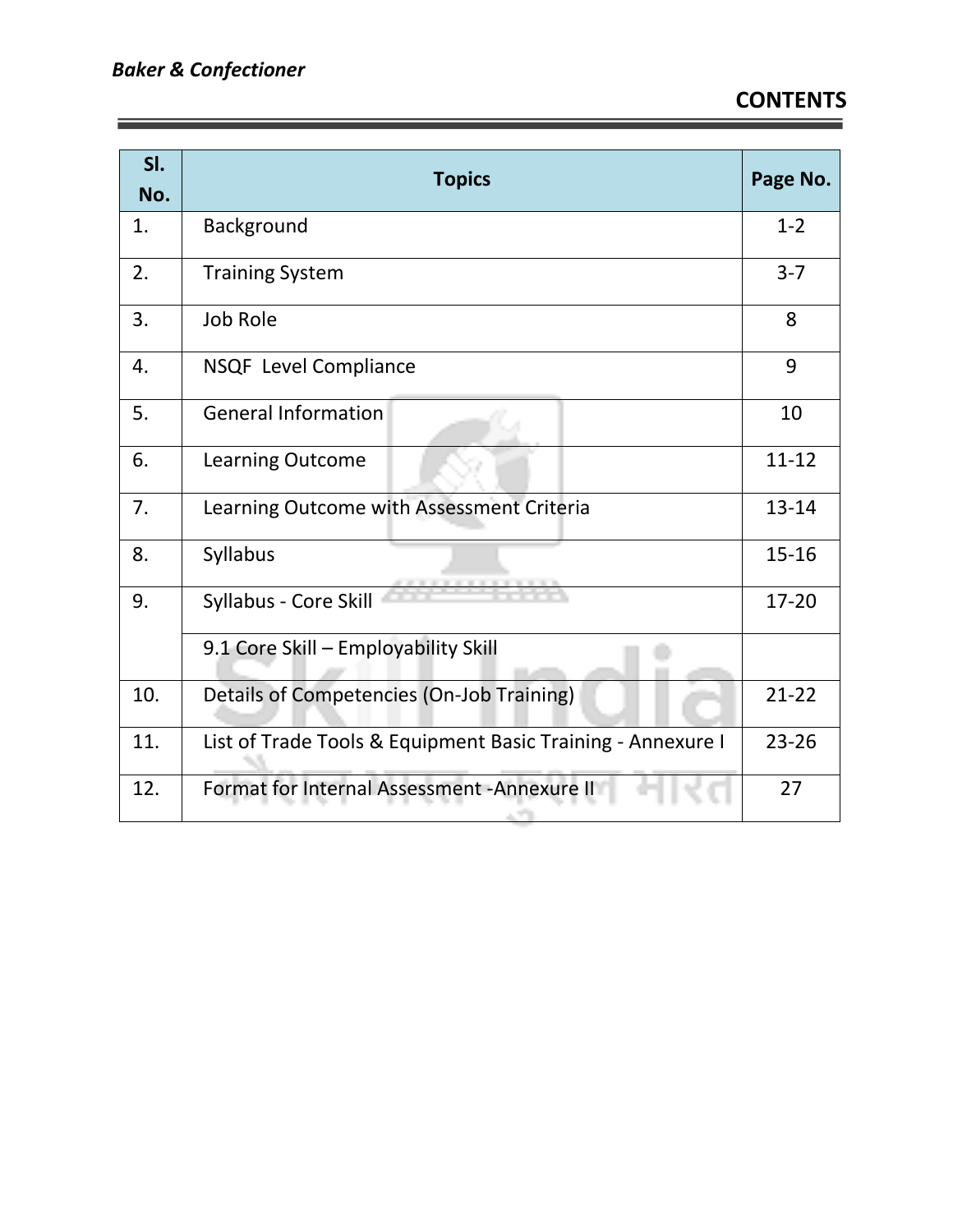# CONTENTS

| Sl. No. | Topics | Page No. |
|---|---|---|
| 1. | Background | 1-2 |
| 2. | Training System | 3-7 |
| 3. | Job Role | 8 |
| 4. | NSQF Level Compliance | 9 |
| 5. | General Information | 10 |
| 6. | Learning Outcome | 11-12 |
| 7. | Learning Outcome with Assessment Criteria | 13-14 |
| 8. | Syllabus | 15-16 |
| 9. | Syllabus - Core Skill | 17-20 |
| | 9.1 Core Skill – Employability Skill | |
| 10. | Details of Competencies (On-Job Training) | 21-22 |
| 11. | List of Trade Tools & Equipment Basic Training - Annexure I | 23-26 |
| 12. | Format for Internal Assessment -Annexure II | 27 |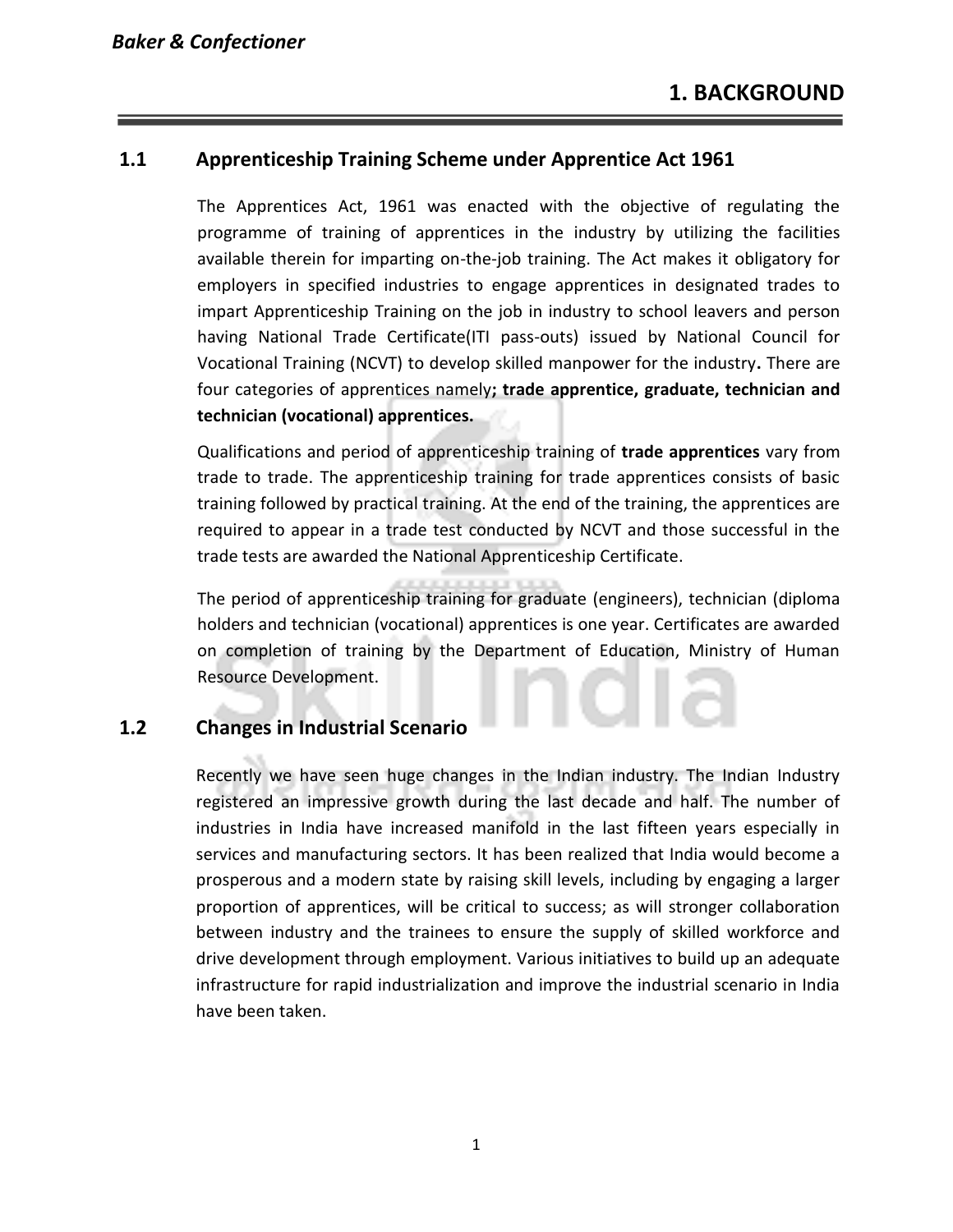# 1. BACKGROUND

## 1.1 Apprenticeship Training Scheme under Apprentice Act 1961

The Apprentices Act, 1961 was enacted with the objective of regulating the programme of training of apprentices in the industry by utilizing the facilities available therein for imparting on-the-job training. The Act makes it obligatory for employers in specified industries to engage apprentices in designated trades to impart Apprenticeship Training on the job in industry to school leavers and person having National Trade Certificate(ITI pass-outs) issued by National Council for Vocational Training (NCVT) to develop skilled manpower for the industry**.** There are four categories of apprentices namely**; trade apprentice, graduate, technician and technician (vocational) apprentices.**

Qualifications and period of apprenticeship training of **trade apprentices** vary from trade to trade. The apprenticeship training for trade apprentices consists of basic training followed by practical training. At the end of the training, the apprentices are required to appear in a trade test conducted by NCVT and those successful in the trade tests are awarded the National Apprenticeship Certificate.

The period of apprenticeship training for graduate (engineers), technician (diploma holders and technician (vocational) apprentices is one year. Certificates are awarded on completion of training by the Department of Education, Ministry of Human Resource Development.

## 1.2 Changes in Industrial Scenario

Recently we have seen huge changes in the Indian industry. The Indian Industry registered an impressive growth during the last decade and half. The number of industries in India have increased manifold in the last fifteen years especially in services and manufacturing sectors. It has been realized that India would become a prosperous and a modern state by raising skill levels, including by engaging a larger proportion of apprentices, will be critical to success; as will stronger collaboration between industry and the trainees to ensure the supply of skilled workforce and drive development through employment. Various initiatives to build up an adequate infrastructure for rapid industrialization and improve the industrial scenario in India have been taken.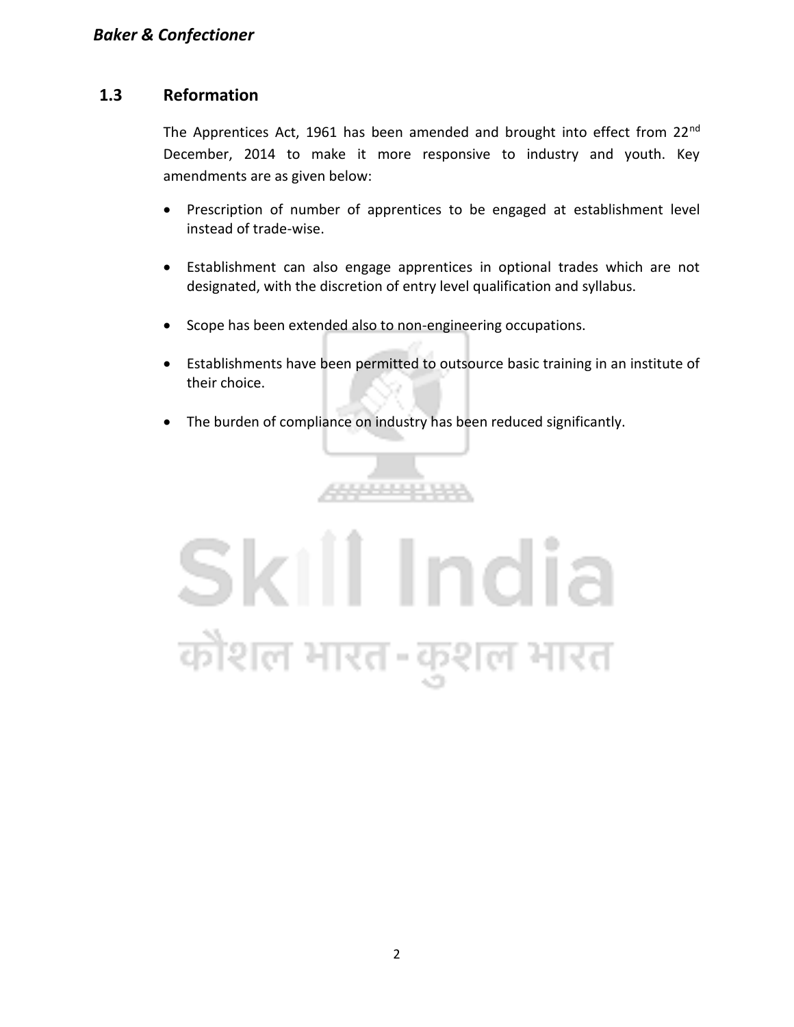## 1.3 Reformation

The Apprentices Act, 1961 has been amended and brought into effect from 22nd December, 2014 to make it more responsive to industry and youth. Key amendments are as given below:

- Prescription of number of apprentices to be engaged at establishment level instead of trade-wise.
- Establishment can also engage apprentices in optional trades which are not designated, with the discretion of entry level qualification and syllabus.
- Scope has been extended also to non-engineering occupations.
- Establishments have been permitted to outsource basic training in an institute of their choice.
- The burden of compliance on industry has been reduced significantly.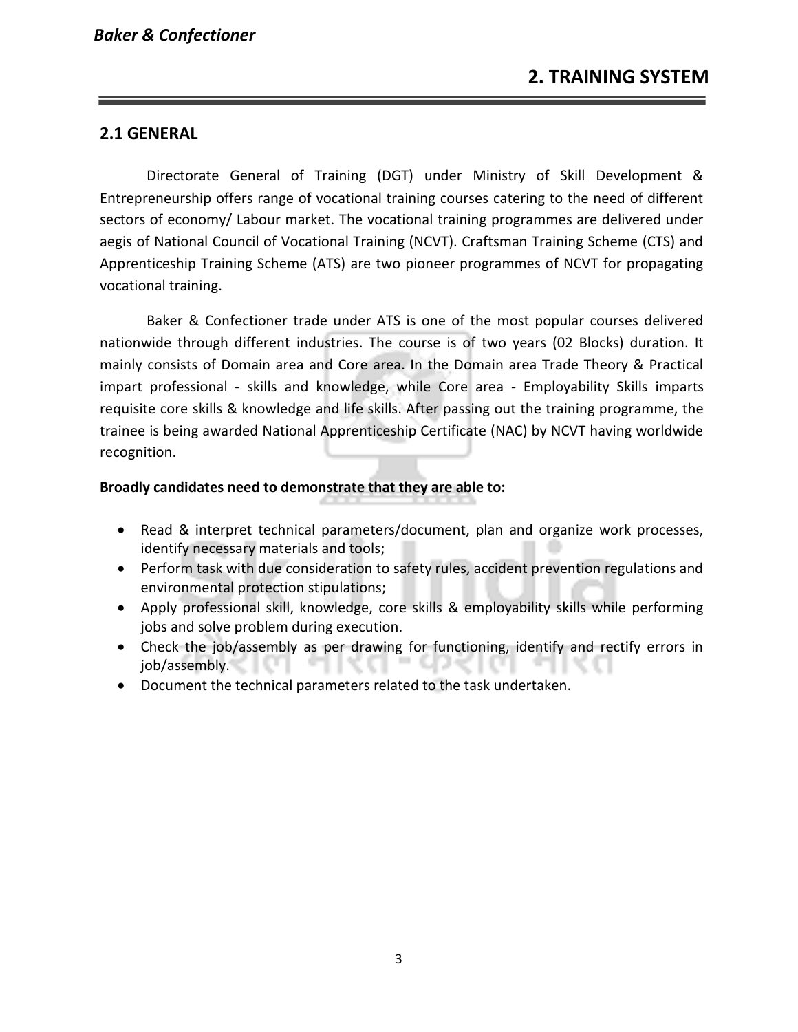## 2. TRAINING SYSTEM

### 2.1 GENERAL

Directorate General of Training (DGT) under Ministry of Skill Development & Entrepreneurship offers range of vocational training courses catering to the need of different sectors of economy/ Labour market. The vocational training programmes are delivered under aegis of National Council of Vocational Training (NCVT). Craftsman Training Scheme (CTS) and Apprenticeship Training Scheme (ATS) are two pioneer programmes of NCVT for propagating vocational training.

Baker & Confectioner trade under ATS is one of the most popular courses delivered nationwide through different industries. The course is of two years (02 Blocks) duration. It mainly consists of Domain area and Core area. In the Domain area Trade Theory & Practical impart professional - skills and knowledge, while Core area - Employability Skills imparts requisite core skills & knowledge and life skills. After passing out the training programme, the trainee is being awarded National Apprenticeship Certificate (NAC) by NCVT having worldwide recognition.

**Broadly candidates need to demonstrate that they are able to:**

- Read & interpret technical parameters/document, plan and organize work processes, identify necessary materials and tools;
- Perform task with due consideration to safety rules, accident prevention regulations and environmental protection stipulations;
- Apply professional skill, knowledge, core skills & employability skills while performing jobs and solve problem during execution.
- Check the job/assembly as per drawing for functioning, identify and rectify errors in job/assembly.
- Document the technical parameters related to the task undertaken.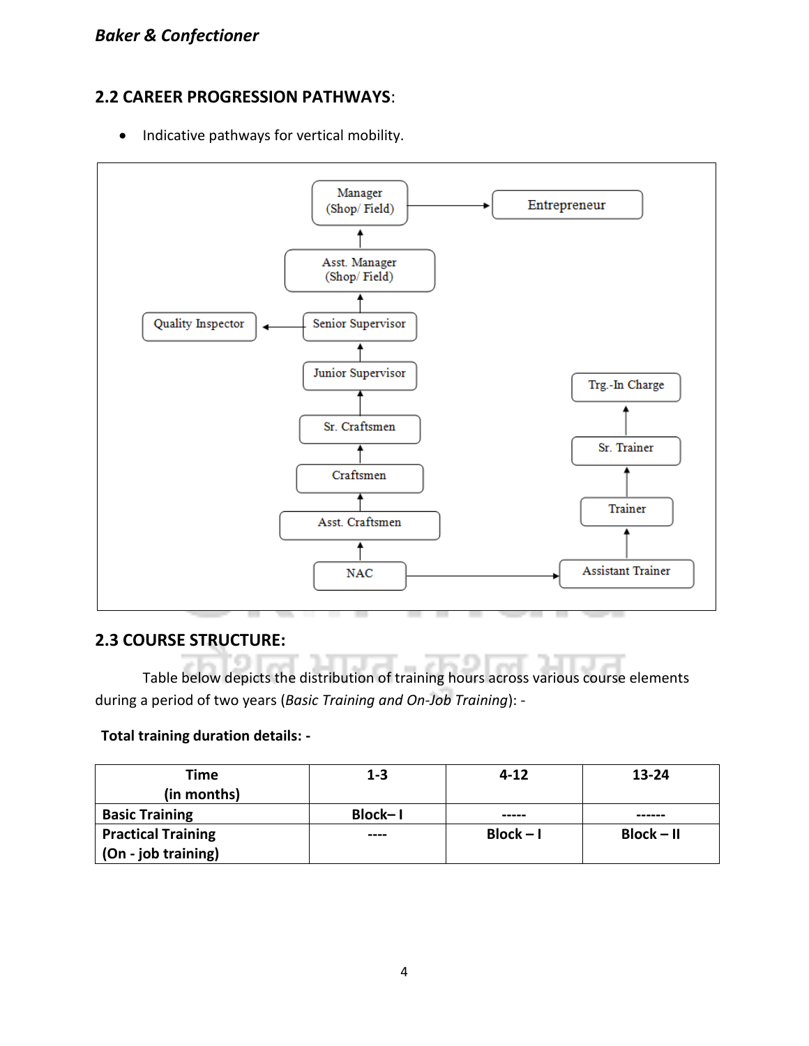## 2.2 CAREER PROGRESSION PATHWAYS:

- Indicative pathways for vertical mobility.

NAC → Asst. Craftsmen → Craftsmen → Sr. Craftsmen → Junior Supervisor → Senior Supervisor → Asst. Manager (Shop/ Field) → Manager (Shop/ Field) → Entrepreneur

Senior Supervisor → Quality Inspector

NAC → Assistant Trainer → Trainer → Sr. Trainer → Trg.-In Charge

## 2.3 COURSE STRUCTURE:

Table below depicts the distribution of training hours across various course elements during a period of two years (*Basic Training and On-Job Training*): -

**Total training duration details: -**

| Time (in months) | 1-3 | 4-12 | 13-24 |
|---|---|---|---|
| **Basic Training** | **Block– I** | ----- | ------ |
| **Practical Training (On - job training)** | ---- | **Block – I** | **Block – II** |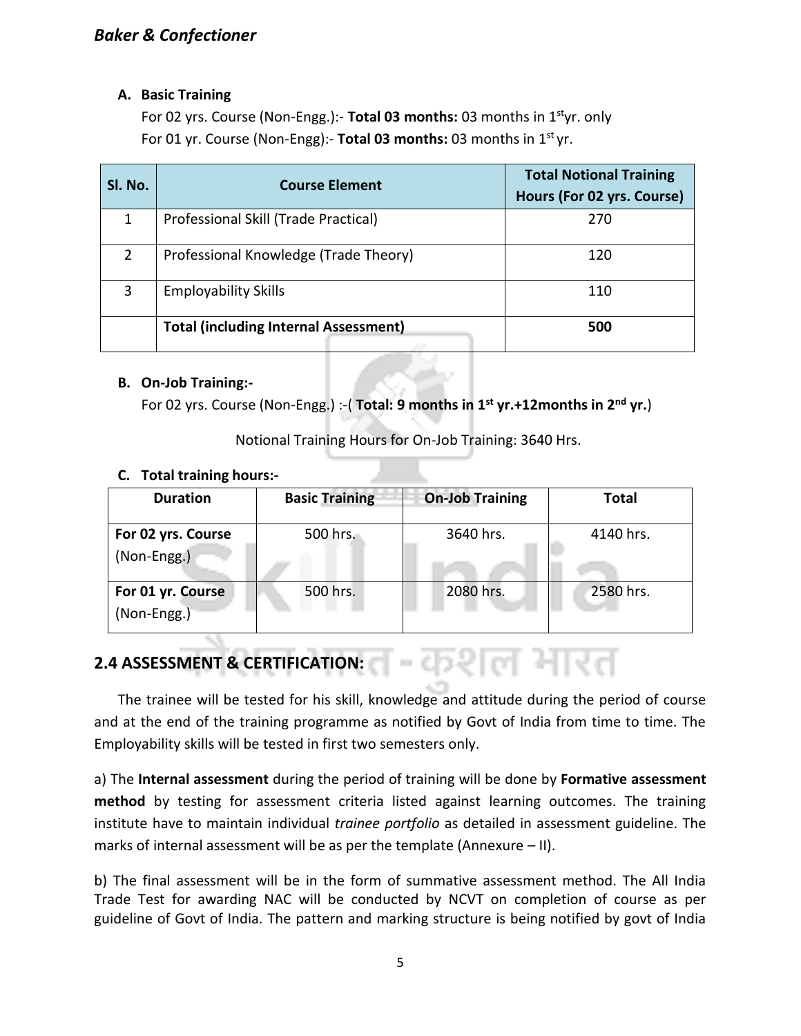**A. Basic Training**

For 02 yrs. Course (Non-Engg.):- **Total 03 months:** 03 months in 1st yr. only

For 01 yr. Course (Non-Engg):- **Total 03 months:** 03 months in 1st yr.

| Sl. No. | Course Element | Total Notional Training Hours (For 02 yrs. Course) |
|---|---|---|
| 1 | Professional Skill (Trade Practical) | 270 |
| 2 | Professional Knowledge (Trade Theory) | 120 |
| 3 | Employability Skills | 110 |
| | **Total (including Internal Assessment)** | **500** |

**B. On-Job Training:-**

For 02 yrs. Course (Non-Engg.) :-( **Total: 9 months in 1st yr.+12months in 2nd yr.**)

Notional Training Hours for On-Job Training: 3640 Hrs.

**C. Total training hours:-**

| Duration | Basic Training | On-Job Training | Total |
|---|---|---|---|
| **For 02 yrs. Course** (Non-Engg.) | 500 hrs. | 3640 hrs. | 4140 hrs. |
| **For 01 yr. Course** (Non-Engg.) | 500 hrs. | 2080 hrs. | 2580 hrs. |

## 2.4 ASSESSMENT & CERTIFICATION:

The trainee will be tested for his skill, knowledge and attitude during the period of course and at the end of the training programme as notified by Govt of India from time to time. The Employability skills will be tested in first two semesters only.

a) The **Internal assessment** during the period of training will be done by **Formative assessment method** by testing for assessment criteria listed against learning outcomes. The training institute have to maintain individual *trainee portfolio* as detailed in assessment guideline. The marks of internal assessment will be as per the template (Annexure – II).

b) The final assessment will be in the form of summative assessment method. The All India Trade Test for awarding NAC will be conducted by NCVT on completion of course as per guideline of Govt of India. The pattern and marking structure is being notified by govt of India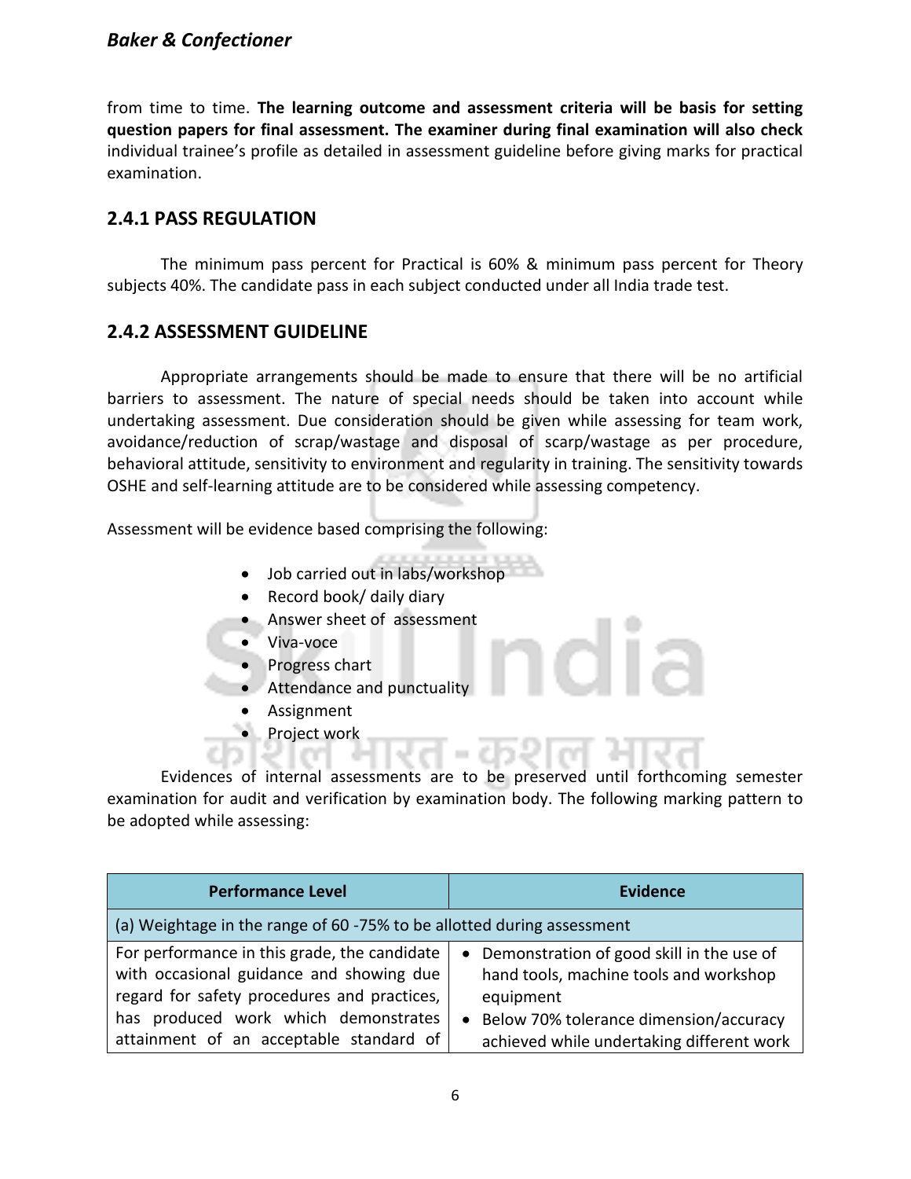from time to time. **The learning outcome and assessment criteria will be basis for setting question papers for final assessment. The examiner during final examination will also check** individual trainee's profile as detailed in assessment guideline before giving marks for practical examination.

## 2.4.1 PASS REGULATION

The minimum pass percent for Practical is 60% & minimum pass percent for Theory subjects 40%. The candidate pass in each subject conducted under all India trade test.

## 2.4.2 ASSESSMENT GUIDELINE

Appropriate arrangements should be made to ensure that there will be no artificial barriers to assessment. The nature of special needs should be taken into account while undertaking assessment. Due consideration should be given while assessing for team work, avoidance/reduction of scrap/wastage and disposal of scarp/wastage as per procedure, behavioral attitude, sensitivity to environment and regularity in training. The sensitivity towards OSHE and self-learning attitude are to be considered while assessing competency.

Assessment will be evidence based comprising the following:

- Job carried out in labs/workshop
- Record book/ daily diary
- Answer sheet of assessment
- Viva-voce
- Progress chart
- Attendance and punctuality
- Assignment
- Project work

Evidences of internal assessments are to be preserved until forthcoming semester examination for audit and verification by examination body. The following marking pattern to be adopted while assessing:

| Performance Level | Evidence |
|---|---|
| (a) Weightage in the range of 60 -75% to be allotted during assessment | |
| For performance in this grade, the candidate with occasional guidance and showing due regard for safety procedures and practices, has produced work which demonstrates attainment of an acceptable standard of | • Demonstration of good skill in the use of hand tools, machine tools and workshop equipment<br>• Below 70% tolerance dimension/accuracy achieved while undertaking different work |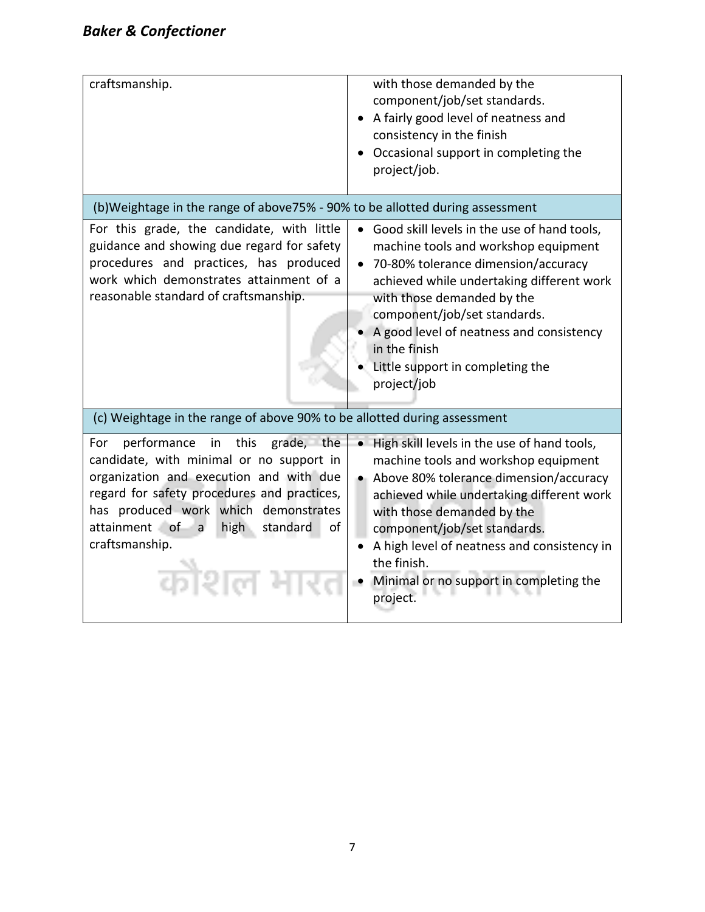| | |
|---|---|
| craftsmanship. | with those demanded by the component/job/set standards.<br>• A fairly good level of neatness and consistency in the finish<br>• Occasional support in completing the project/job. |
| (b)Weightage in the range of above75% - 90% to be allotted during assessment | |
| For this grade, the candidate, with little guidance and showing due regard for safety procedures and practices, has produced work which demonstrates attainment of a reasonable standard of craftsmanship. | • Good skill levels in the use of hand tools, machine tools and workshop equipment<br>• 70-80% tolerance dimension/accuracy achieved while undertaking different work with those demanded by the component/job/set standards.<br>• A good level of neatness and consistency in the finish<br>• Little support in completing the project/job |
| (c) Weightage in the range of above 90% to be allotted during assessment | |
| For performance in this grade, the candidate, with minimal or no support in organization and execution and with due regard for safety procedures and practices, has produced work which demonstrates attainment of a high standard of craftsmanship. | • High skill levels in the use of hand tools, machine tools and workshop equipment<br>• Above 80% tolerance dimension/accuracy achieved while undertaking different work with those demanded by the component/job/set standards.<br>• A high level of neatness and consistency in the finish.<br>• Minimal or no support in completing the project. |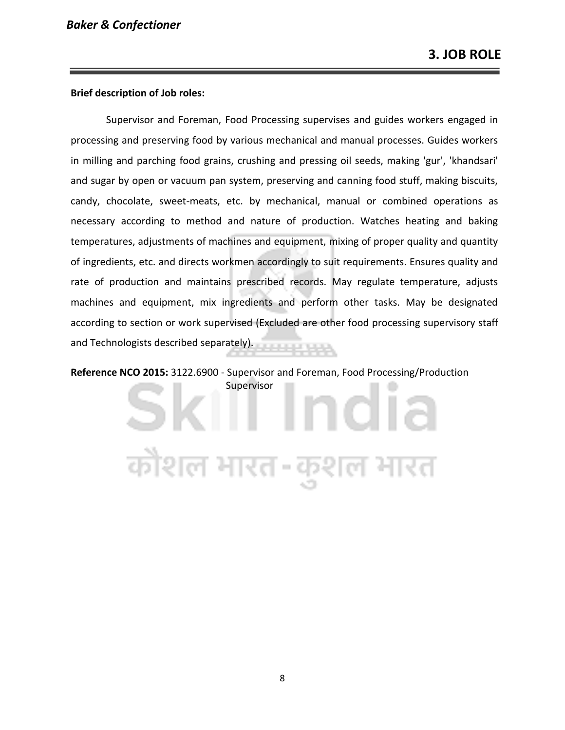## 3. JOB ROLE

**Brief description of Job roles:**

Supervisor and Foreman, Food Processing supervises and guides workers engaged in processing and preserving food by various mechanical and manual processes. Guides workers in milling and parching food grains, crushing and pressing oil seeds, making 'gur', 'khandsari' and sugar by open or vacuum pan system, preserving and canning food stuff, making biscuits, candy, chocolate, sweet-meats, etc. by mechanical, manual or combined operations as necessary according to method and nature of production. Watches heating and baking temperatures, adjustments of machines and equipment, mixing of proper quality and quantity of ingredients, etc. and directs workmen accordingly to suit requirements. Ensures quality and rate of production and maintains prescribed records. May regulate temperature, adjusts machines and equipment, mix ingredients and perform other tasks. May be designated according to section or work supervised (Excluded are other food processing supervisory staff and Technologists described separately).

**Reference NCO 2015:** 3122.6900 - Supervisor and Foreman, Food Processing/Production Supervisor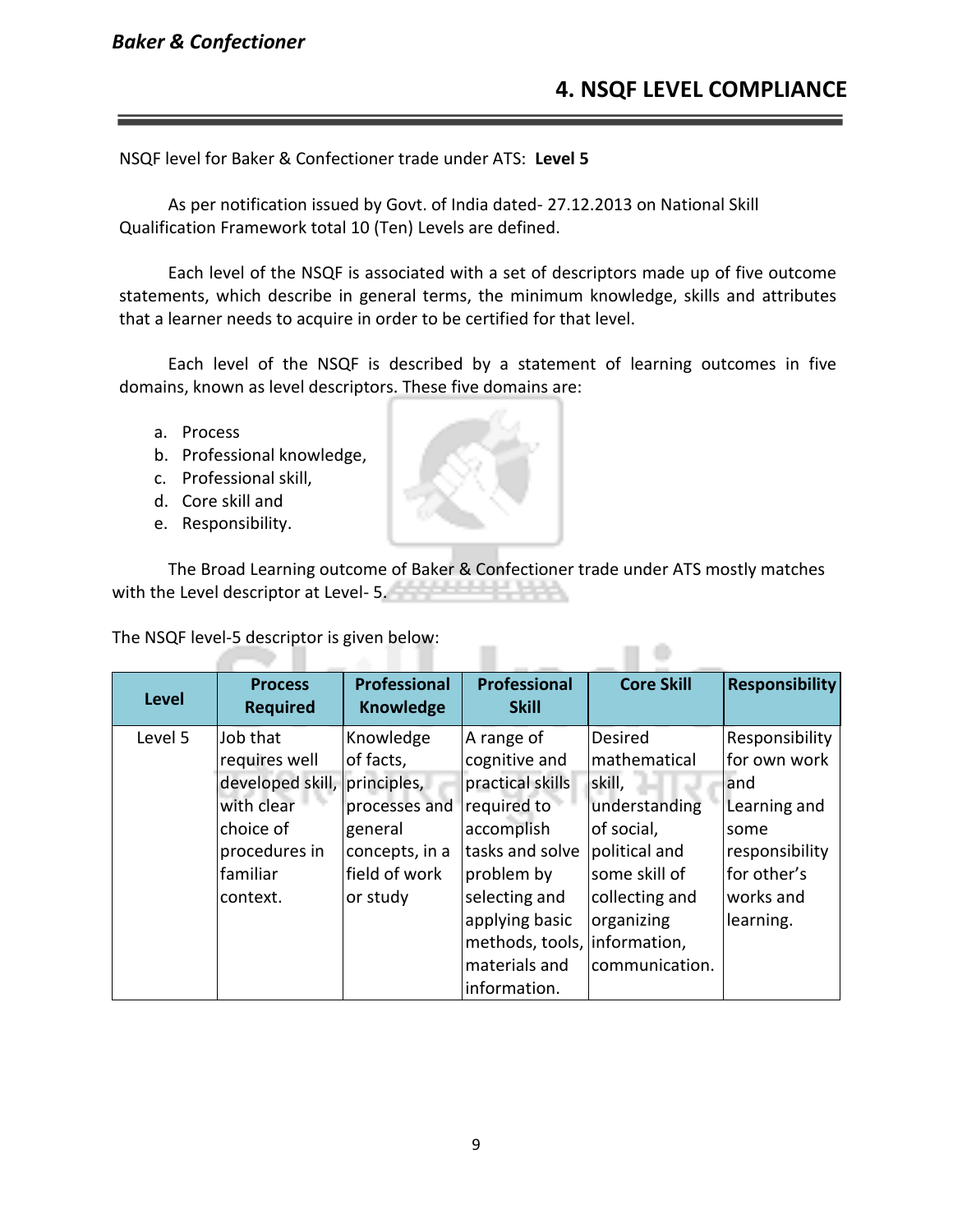# 4. NSQF LEVEL COMPLIANCE

NSQF level for Baker & Confectioner trade under ATS: **Level 5**

As per notification issued by Govt. of India dated- 27.12.2013 on National Skill Qualification Framework total 10 (Ten) Levels are defined.

Each level of the NSQF is associated with a set of descriptors made up of five outcome statements, which describe in general terms, the minimum knowledge, skills and attributes that a learner needs to acquire in order to be certified for that level.

Each level of the NSQF is described by a statement of learning outcomes in five domains, known as level descriptors. These five domains are:

a. Process
b. Professional knowledge,
c. Professional skill,
d. Core skill and
e. Responsibility.

The Broad Learning outcome of Baker & Confectioner trade under ATS mostly matches with the Level descriptor at Level- 5.

The NSQF level-5 descriptor is given below:

| Level | Process Required | Professional Knowledge | Professional Skill | Core Skill | Responsibility |
|---|---|---|---|---|---|
| Level 5 | Job that requires well developed skill, with clear choice of procedures in familiar context. | Knowledge of facts, principles, processes and general concepts, in a field of work or study | A range of cognitive and practical skills required to accomplish tasks and solve problem by selecting and applying basic methods, tools, materials and information. | Desired mathematical skill, understanding of social, political and some skill of collecting and organizing information, communication. | Responsibility for own work and Learning and some responsibility for other's works and learning. |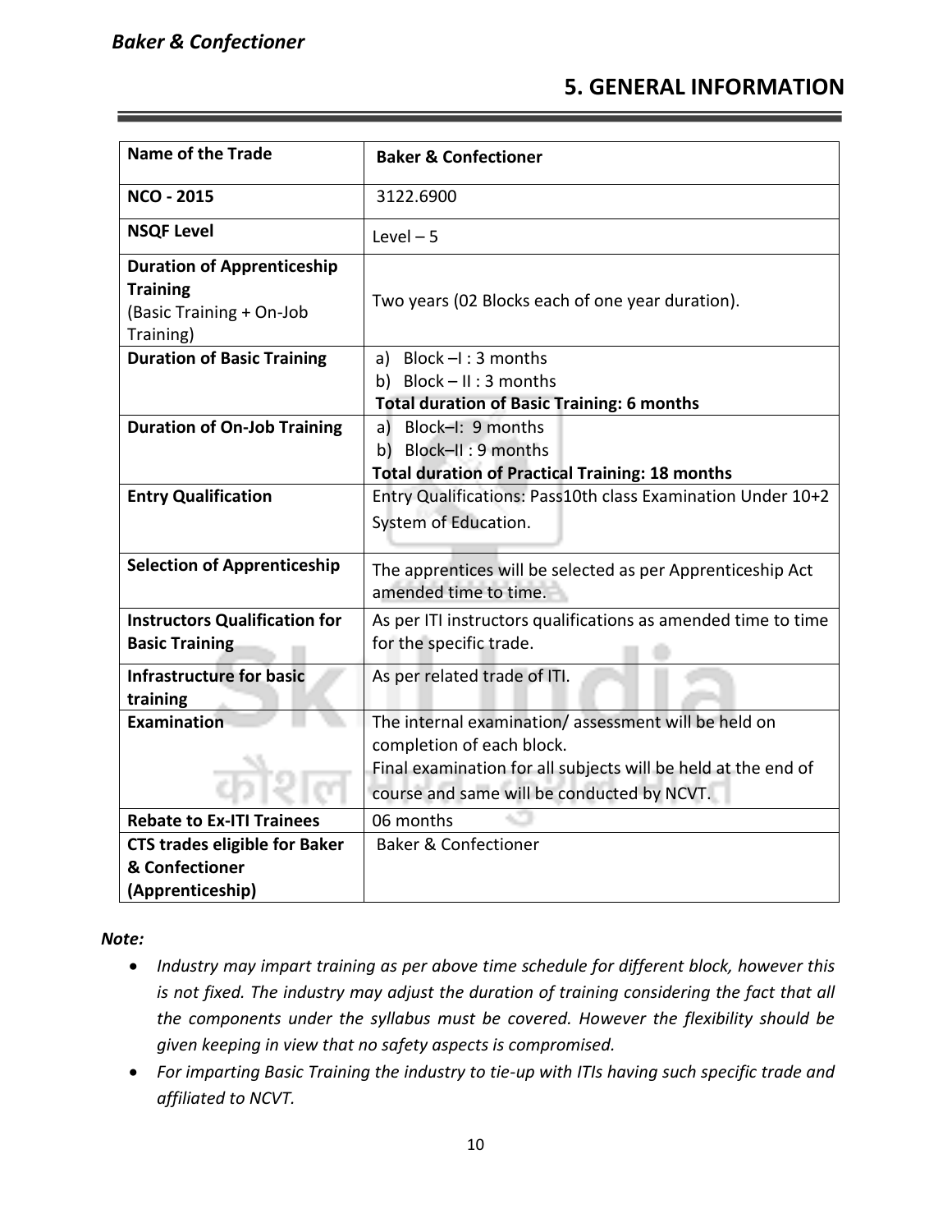## 5. GENERAL INFORMATION

| Name of the Trade | Baker & Confectioner |
|---|---|
| NCO - 2015 | 3122.6900 |
| NSQF Level | Level – 5 |
| Duration of Apprenticeship Training (Basic Training + On-Job Training) | Two years (02 Blocks each of one year duration). |
| Duration of Basic Training | a) Block –I : 3 months<br>b) Block – II : 3 months<br>**Total duration of Basic Training: 6 months** |
| Duration of On-Job Training | a) Block–I: 9 months<br>b) Block–II : 9 months<br>**Total duration of Practical Training: 18 months** |
| Entry Qualification | Entry Qualifications: Pass10th class Examination Under 10+2 System of Education. |
| Selection of Apprenticeship | The apprentices will be selected as per Apprenticeship Act amended time to time. |
| Instructors Qualification for Basic Training | As per ITI instructors qualifications as amended time to time for the specific trade. |
| Infrastructure for basic training | As per related trade of ITI. |
| Examination | The internal examination/ assessment will be held on completion of each block.<br>Final examination for all subjects will be held at the end of course and same will be conducted by NCVT. |
| Rebate to Ex-ITI Trainees | 06 months |
| CTS trades eligible for Baker & Confectioner (Apprenticeship) | Baker & Confectioner |

***Note:***

- *Industry may impart training as per above time schedule for different block, however this is not fixed. The industry may adjust the duration of training considering the fact that all the components under the syllabus must be covered. However the flexibility should be given keeping in view that no safety aspects is compromised.*
- *For imparting Basic Training the industry to tie-up with ITIs having such specific trade and affiliated to NCVT.*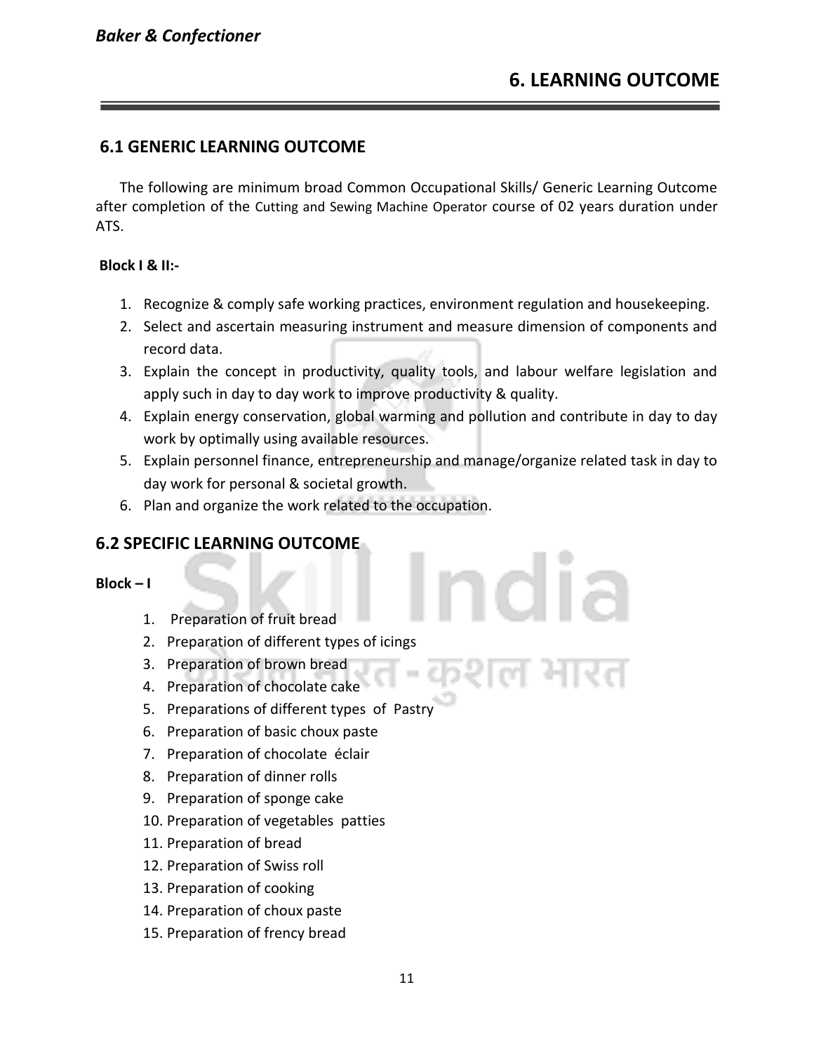# 6. LEARNING OUTCOME

## 6.1 GENERIC LEARNING OUTCOME

The following are minimum broad Common Occupational Skills/ Generic Learning Outcome after completion of the Cutting and Sewing Machine Operator course of 02 years duration under ATS.

**Block I & II:-**

1. Recognize & comply safe working practices, environment regulation and housekeeping.
2. Select and ascertain measuring instrument and measure dimension of components and record data.
3. Explain the concept in productivity, quality tools, and labour welfare legislation and apply such in day to day work to improve productivity & quality.
4. Explain energy conservation, global warming and pollution and contribute in day to day work by optimally using available resources.
5. Explain personnel finance, entrepreneurship and manage/organize related task in day to day work for personal & societal growth.
6. Plan and organize the work related to the occupation.

## 6.2 SPECIFIC LEARNING OUTCOME

**Block – I**

1. Preparation of fruit bread
2. Preparation of different types of icings
3. Preparation of brown bread
4. Preparation of chocolate cake
5. Preparations of different types of Pastry
6. Preparation of basic choux paste
7. Preparation of chocolate éclair
8. Preparation of dinner rolls
9. Preparation of sponge cake
10. Preparation of vegetables patties
11. Preparation of bread
12. Preparation of Swiss roll
13. Preparation of cooking
14. Preparation of choux paste
15. Preparation of frency bread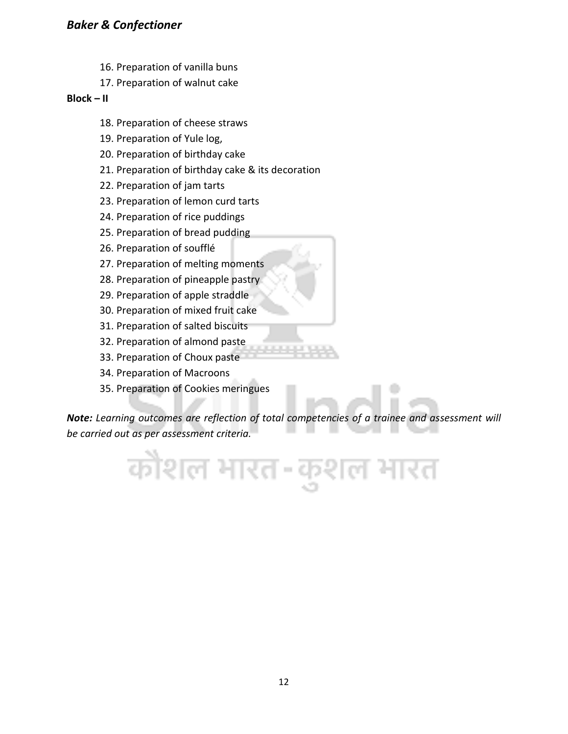16. Preparation of vanilla buns
17. Preparation of walnut cake

**Block – II**

18. Preparation of cheese straws
19. Preparation of Yule log,
20. Preparation of birthday cake
21. Preparation of birthday cake & its decoration
22. Preparation of jam tarts
23. Preparation of lemon curd tarts
24. Preparation of rice puddings
25. Preparation of bread pudding
26. Preparation of soufflé
27. Preparation of melting moments
28. Preparation of pineapple pastry
29. Preparation of apple straddle
30. Preparation of mixed fruit cake
31. Preparation of salted biscuits
32. Preparation of almond paste
33. Preparation of Choux paste
34. Preparation of Macroons
35. Preparation of Cookies meringues

***Note:*** *Learning outcomes are reflection of total competencies of a trainee and assessment will be carried out as per assessment criteria.*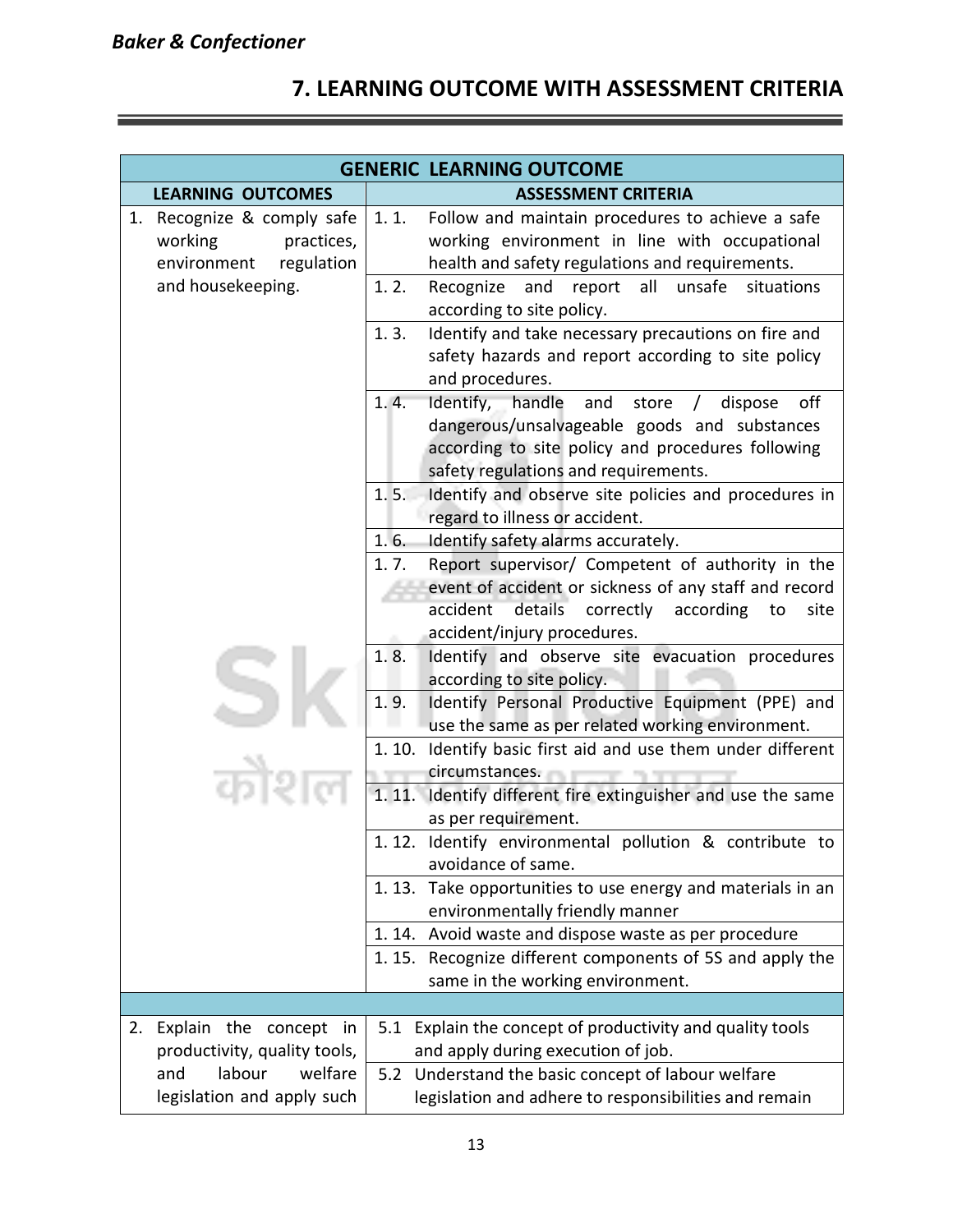## 7. LEARNING OUTCOME WITH ASSESSMENT CRITERIA

| GENERIC LEARNING OUTCOME | |
|---|---|
| **LEARNING OUTCOMES** | **ASSESSMENT CRITERIA** |
| 1. Recognize & comply safe working practices, environment regulation and housekeeping. | 1. 1. Follow and maintain procedures to achieve a safe working environment in line with occupational health and safety regulations and requirements. |
| | 1. 2. Recognize and report all unsafe situations according to site policy. |
| | 1. 3. Identify and take necessary precautions on fire and safety hazards and report according to site policy and procedures. |
| | 1. 4. Identify, handle and store / dispose off dangerous/unsalvageable goods and substances according to site policy and procedures following safety regulations and requirements. |
| | 1. 5. Identify and observe site policies and procedures in regard to illness or accident. |
| | 1. 6. Identify safety alarms accurately. |
| | 1. 7. Report supervisor/ Competent of authority in the event of accident or sickness of any staff and record accident details correctly according to site accident/injury procedures. |
| | 1. 8. Identify and observe site evacuation procedures according to site policy. |
| | 1. 9. Identify Personal Productive Equipment (PPE) and use the same as per related working environment. |
| | 1. 10. Identify basic first aid and use them under different circumstances. |
| | 1. 11. Identify different fire extinguisher and use the same as per requirement. |
| | 1. 12. Identify environmental pollution & contribute to avoidance of same. |
| | 1. 13. Take opportunities to use energy and materials in an environmentally friendly manner |
| | 1. 14. Avoid waste and dispose waste as per procedure |
| | 1. 15. Recognize different components of 5S and apply the same in the working environment. |
| | |
| 2. Explain the concept in productivity, quality tools, and labour welfare legislation and apply such | 5.1 Explain the concept of productivity and quality tools and apply during execution of job. |
| | 5.2 Understand the basic concept of labour welfare legislation and adhere to responsibilities and remain |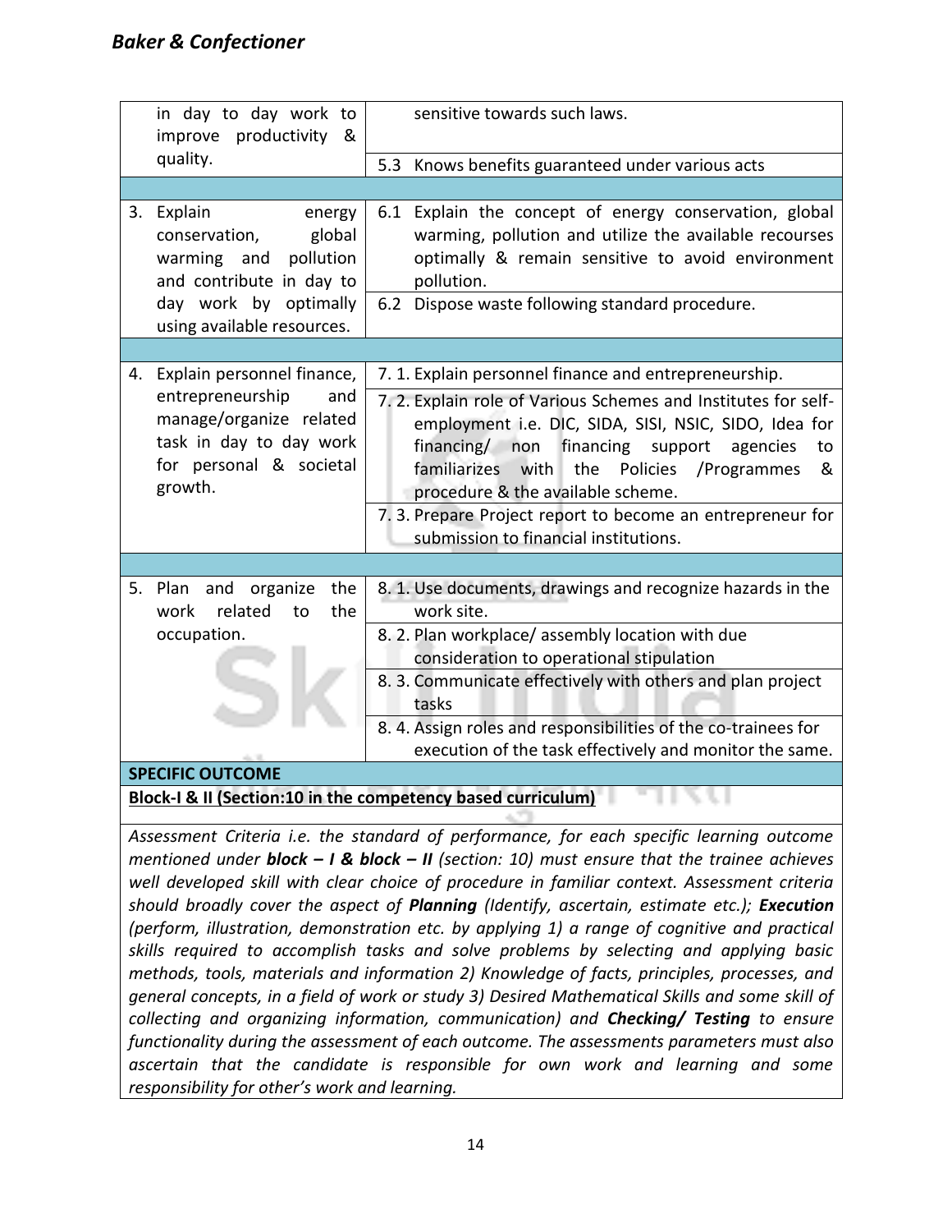| | |
|---|---|
| in day to day work to improve productivity & quality. | sensitive towards such laws. |
| | 5.3 Knows benefits guaranteed under various acts |
| | |
| 3. Explain energy conservation, global warming and pollution and contribute in day to day work by optimally using available resources. | 6.1 Explain the concept of energy conservation, global warming, pollution and utilize the available recourses optimally & remain sensitive to avoid environment pollution. |
| | 6.2 Dispose waste following standard procedure. |
| | |
| 4. Explain personnel finance, entrepreneurship and manage/organize related task in day to day work for personal & societal growth. | 7. 1. Explain personnel finance and entrepreneurship. |
| | 7. 2. Explain role of Various Schemes and Institutes for self-employment i.e. DIC, SIDA, SISI, NSIC, SIDO, Idea for financing/ non financing support agencies to familiarizes with the Policies /Programmes & procedure & the available scheme. |
| | 7. 3. Prepare Project report to become an entrepreneur for submission to financial institutions. |
| | |
| 5. Plan and organize the work related to the occupation. | 8. 1. Use documents, drawings and recognize hazards in the work site. |
| | 8. 2. Plan workplace/ assembly location with due consideration to operational stipulation |
| | 8. 3. Communicate effectively with others and plan project tasks |
| | 8. 4. Assign roles and responsibilities of the co-trainees for execution of the task effectively and monitor the same. |

**SPECIFIC OUTCOME**

**Block-I & II (Section:10 in the competency based curriculum)**

*Assessment Criteria i.e. the standard of performance, for each specific learning outcome mentioned under **block – I & block – II** (section: 10) must ensure that the trainee achieves well developed skill with clear choice of procedure in familiar context. Assessment criteria should broadly cover the aspect of **Planning** (Identify, ascertain, estimate etc.); **Execution** (perform, illustration, demonstration etc. by applying 1) a range of cognitive and practical skills required to accomplish tasks and solve problems by selecting and applying basic methods, tools, materials and information 2) Knowledge of facts, principles, processes, and general concepts, in a field of work or study 3) Desired Mathematical Skills and some skill of collecting and organizing information, communication) and **Checking/ Testing** to ensure functionality during the assessment of each outcome. The assessments parameters must also ascertain that the candidate is responsible for own work and learning and some responsibility for other's work and learning.*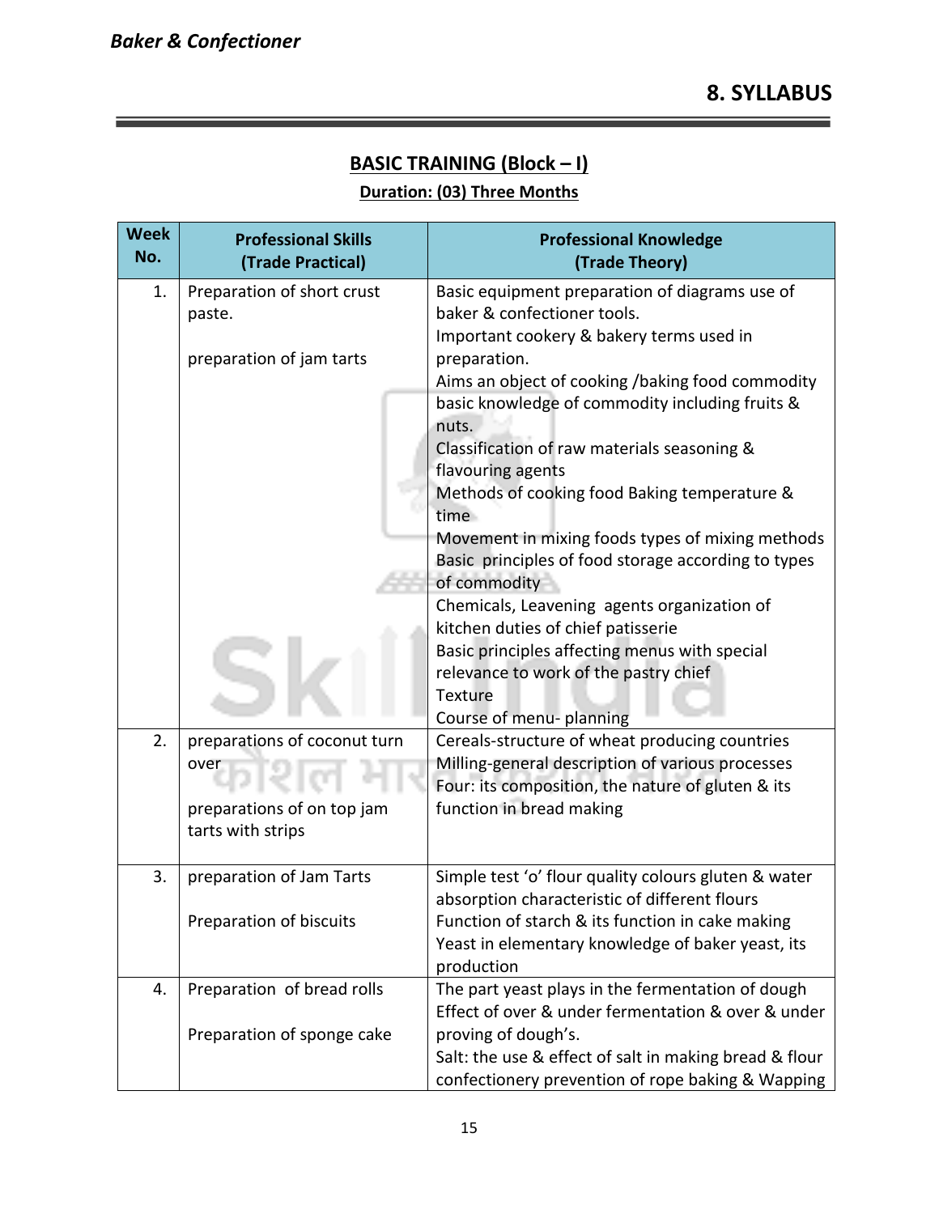## 8. SYLLABUS

### BASIC TRAINING (Block – I)

**Duration: (03) Three Months**

| Week No. | Professional Skills (Trade Practical) | Professional Knowledge (Trade Theory) |
|---|---|---|
| 1. | Preparation of short crust paste.<br><br>preparation of jam tarts | Basic equipment preparation of diagrams use of baker & confectioner tools.<br>Important cookery & bakery terms used in preparation.<br>Aims an object of cooking /baking food commodity basic knowledge of commodity including fruits & nuts.<br>Classification of raw materials seasoning & flavouring agents<br>Methods of cooking food Baking temperature & time<br>Movement in mixing foods types of mixing methods<br>Basic principles of food storage according to types of commodity<br>Chemicals, Leavening agents organization of kitchen duties of chief patisserie<br>Basic principles affecting menus with special relevance to work of the pastry chief<br>Texture<br>Course of menu- planning |
| 2. | preparations of coconut turn over<br><br>preparations of on top jam tarts with strips | Cereals-structure of wheat producing countries<br>Milling-general description of various processes<br>Four: its composition, the nature of gluten & its function in bread making |
| 3. | preparation of Jam Tarts<br><br>Preparation of biscuits | Simple test 'o' flour quality colours gluten & water absorption characteristic of different flours<br>Function of starch & its function in cake making<br>Yeast in elementary knowledge of baker yeast, its production |
| 4. | Preparation of bread rolls<br><br>Preparation of sponge cake | The part yeast plays in the fermentation of dough<br>Effect of over & under fermentation & over & under proving of dough's.<br>Salt: the use & effect of salt in making bread & flour confectionery prevention of rope baking & Wapping |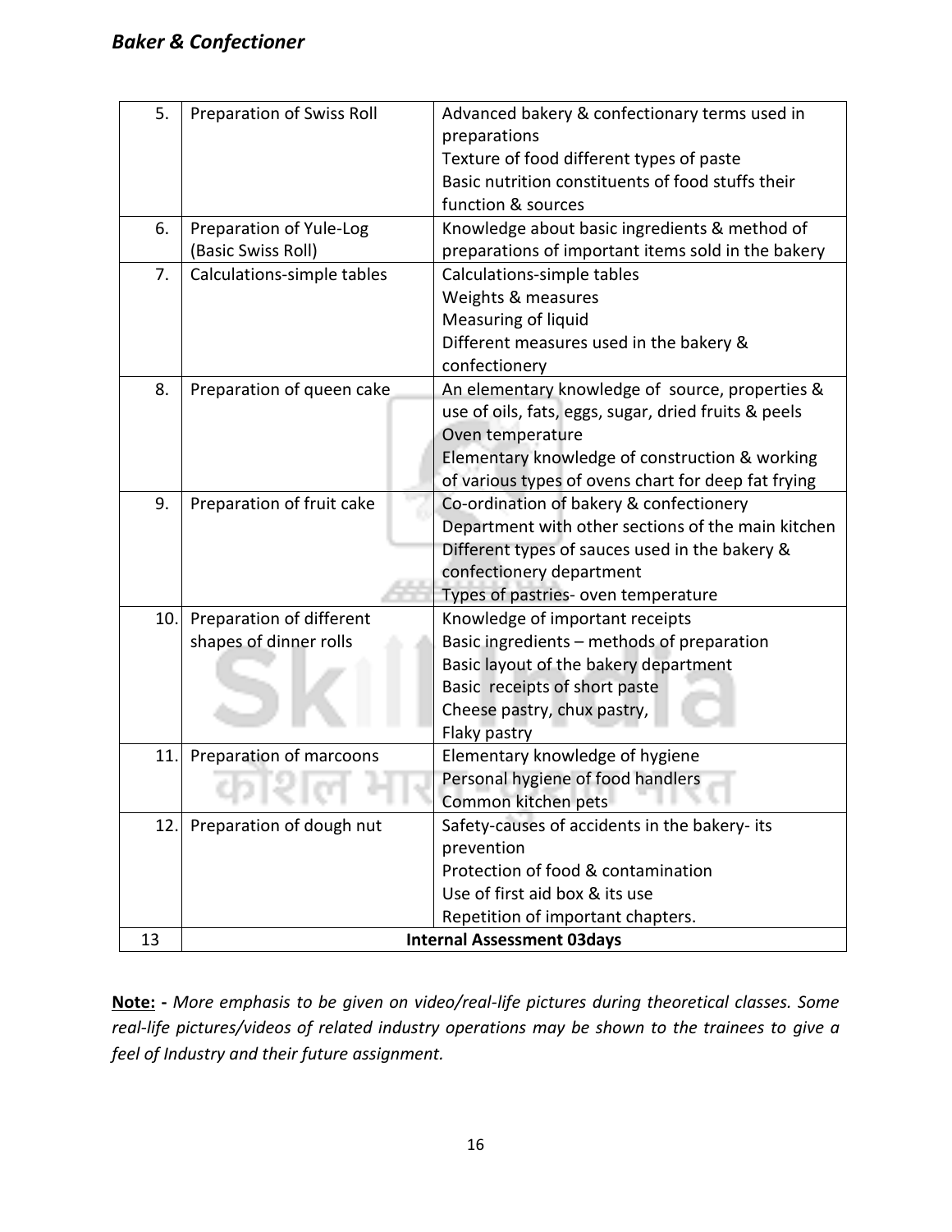| 5. | Preparation of Swiss Roll | Advanced bakery & confectionary terms used in preparations<br>Texture of food different types of paste<br>Basic nutrition constituents of food stuffs their function & sources |
|---|---|---|
| 6. | Preparation of Yule-Log (Basic Swiss Roll) | Knowledge about basic ingredients & method of preparations of important items sold in the bakery |
| 7. | Calculations-simple tables | Calculations-simple tables<br>Weights & measures<br>Measuring of liquid<br>Different measures used in the bakery & confectionery |
| 8. | Preparation of queen cake | An elementary knowledge of source, properties & use of oils, fats, eggs, sugar, dried fruits & peels<br>Oven temperature<br>Elementary knowledge of construction & working of various types of ovens chart for deep fat frying |
| 9. | Preparation of fruit cake | Co-ordination of bakery & confectionery Department with other sections of the main kitchen<br>Different types of sauces used in the bakery & confectionery department<br>Types of pastries- oven temperature |
| 10. | Preparation of different shapes of dinner rolls | Knowledge of important receipts<br>Basic ingredients – methods of preparation<br>Basic layout of the bakery department<br>Basic receipts of short paste<br>Cheese pastry, chux pastry,<br>Flaky pastry |
| 11. | Preparation of marcoons | Elementary knowledge of hygiene<br>Personal hygiene of food handlers<br>Common kitchen pets |
| 12. | Preparation of dough nut | Safety-causes of accidents in the bakery- its prevention<br>Protection of food & contamination<br>Use of first aid box & its use<br>Repetition of important chapters. |
| 13 | **Internal Assessment 03days** | |

**Note: -** *More emphasis to be given on video/real-life pictures during theoretical classes. Some real-life pictures/videos of related industry operations may be shown to the trainees to give a feel of Industry and their future assignment.*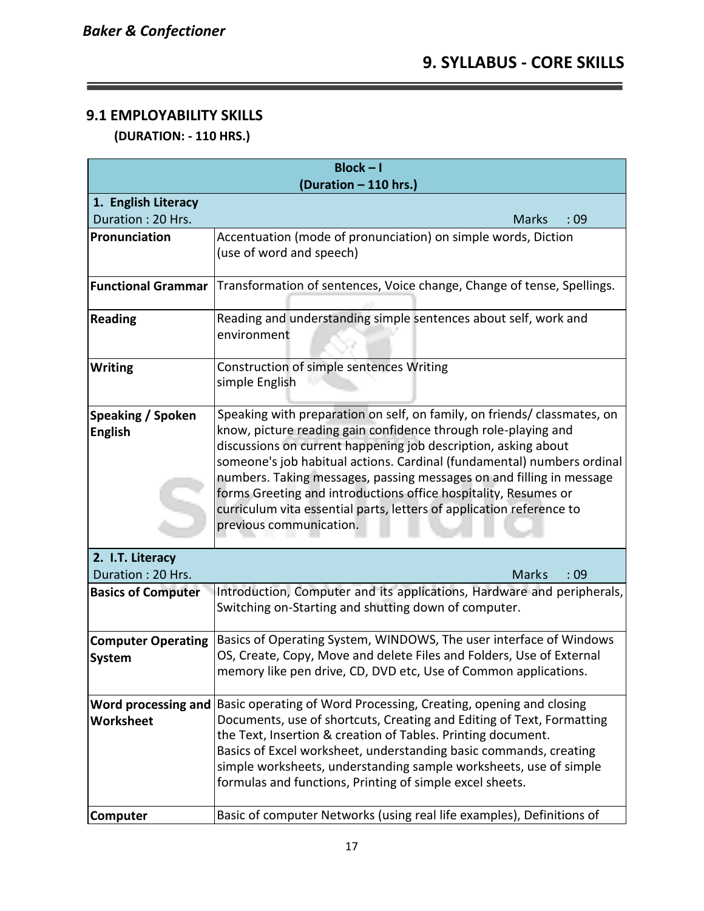## 9. SYLLABUS - CORE SKILLS

### 9.1 EMPLOYABILITY SKILLS

**(DURATION: - 110 HRS.)**

| **Block – I (Duration – 110 hrs.)** | |
|---|---|
| **1. English Literacy** Duration : 20 Hrs. | Marks : 09 |
| **Pronunciation** | Accentuation (mode of pronunciation) on simple words, Diction (use of word and speech) |
| **Functional Grammar** | Transformation of sentences, Voice change, Change of tense, Spellings. |
| **Reading** | Reading and understanding simple sentences about self, work and environment |
| **Writing** | Construction of simple sentences Writing simple English |
| **Speaking / Spoken English** | Speaking with preparation on self, on family, on friends/ classmates, on know, picture reading gain confidence through role-playing and discussions on current happening job description, asking about someone's job habitual actions. Cardinal (fundamental) numbers ordinal numbers. Taking messages, passing messages on and filling in message forms Greeting and introductions office hospitality, Resumes or curriculum vita essential parts, letters of application reference to previous communication. |
| **2. I.T. Literacy** Duration : 20 Hrs. | Marks : 09 |
| **Basics of Computer** | Introduction, Computer and its applications, Hardware and peripherals, Switching on-Starting and shutting down of computer. |
| **Computer Operating System** | Basics of Operating System, WINDOWS, The user interface of Windows OS, Create, Copy, Move and delete Files and Folders, Use of External memory like pen drive, CD, DVD etc, Use of Common applications. |
| **Word processing and Worksheet** | Basic operating of Word Processing, Creating, opening and closing Documents, use of shortcuts, Creating and Editing of Text, Formatting the Text, Insertion & creation of Tables. Printing document. Basics of Excel worksheet, understanding basic commands, creating simple worksheets, understanding sample worksheets, use of simple formulas and functions, Printing of simple excel sheets. |
| **Computer** | Basic of computer Networks (using real life examples), Definitions of |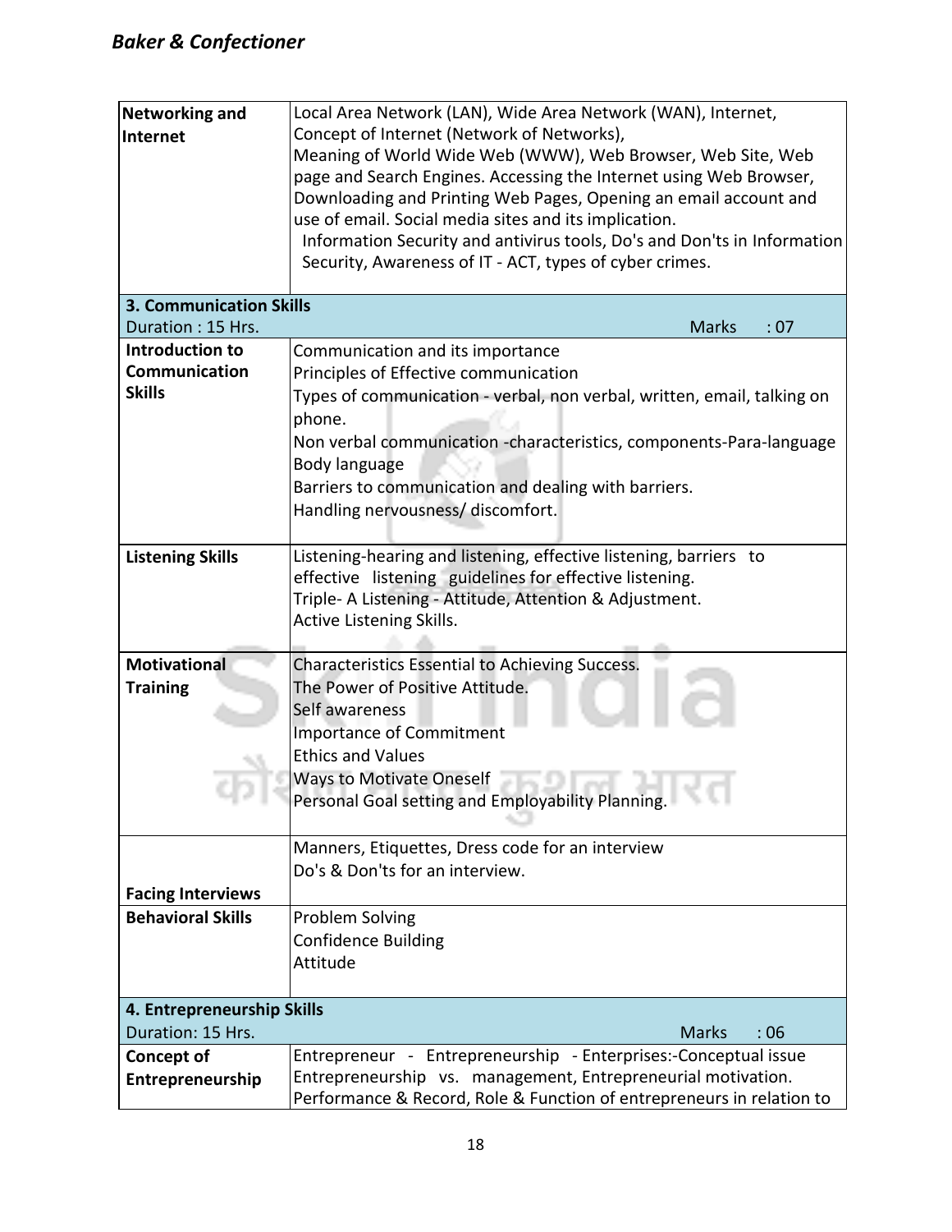| | |
|---|---|
| **Networking and Internet** | Local Area Network (LAN), Wide Area Network (WAN), Internet, Concept of Internet (Network of Networks),<br>Meaning of World Wide Web (WWW), Web Browser, Web Site, Web page and Search Engines. Accessing the Internet using Web Browser, Downloading and Printing Web Pages, Opening an email account and use of email. Social media sites and its implication.<br>Information Security and antivirus tools, Do's and Don'ts in Information Security, Awareness of IT - ACT, types of cyber crimes. |
| **3. Communication Skills**<br>Duration : 15 Hrs. | Marks : 07 |
| **Introduction to Communication Skills** | Communication and its importance<br>Principles of Effective communication<br>Types of communication - verbal, non verbal, written, email, talking on phone.<br>Non verbal communication -characteristics, components-Para-language<br>Body language<br>Barriers to communication and dealing with barriers.<br>Handling nervousness/ discomfort. |
| **Listening Skills** | Listening-hearing and listening, effective listening, barriers to effective listening guidelines for effective listening.<br>Triple- A Listening - Attitude, Attention & Adjustment.<br>Active Listening Skills. |
| **Motivational Training** | Characteristics Essential to Achieving Success.<br>The Power of Positive Attitude.<br>Self awareness<br>Importance of Commitment<br>Ethics and Values<br>Ways to Motivate Oneself<br>Personal Goal setting and Employability Planning. |
| **Facing Interviews** | Manners, Etiquettes, Dress code for an interview<br>Do's & Don'ts for an interview. |
| **Behavioral Skills** | Problem Solving<br>Confidence Building<br>Attitude |
| **4. Entrepreneurship Skills**<br>Duration: 15 Hrs. | Marks : 06 |
| **Concept of Entrepreneurship** | Entrepreneur - Entrepreneurship - Enterprises:-Conceptual issue<br>Entrepreneurship vs. management, Entrepreneurial motivation.<br>Performance & Record, Role & Function of entrepreneurs in relation to |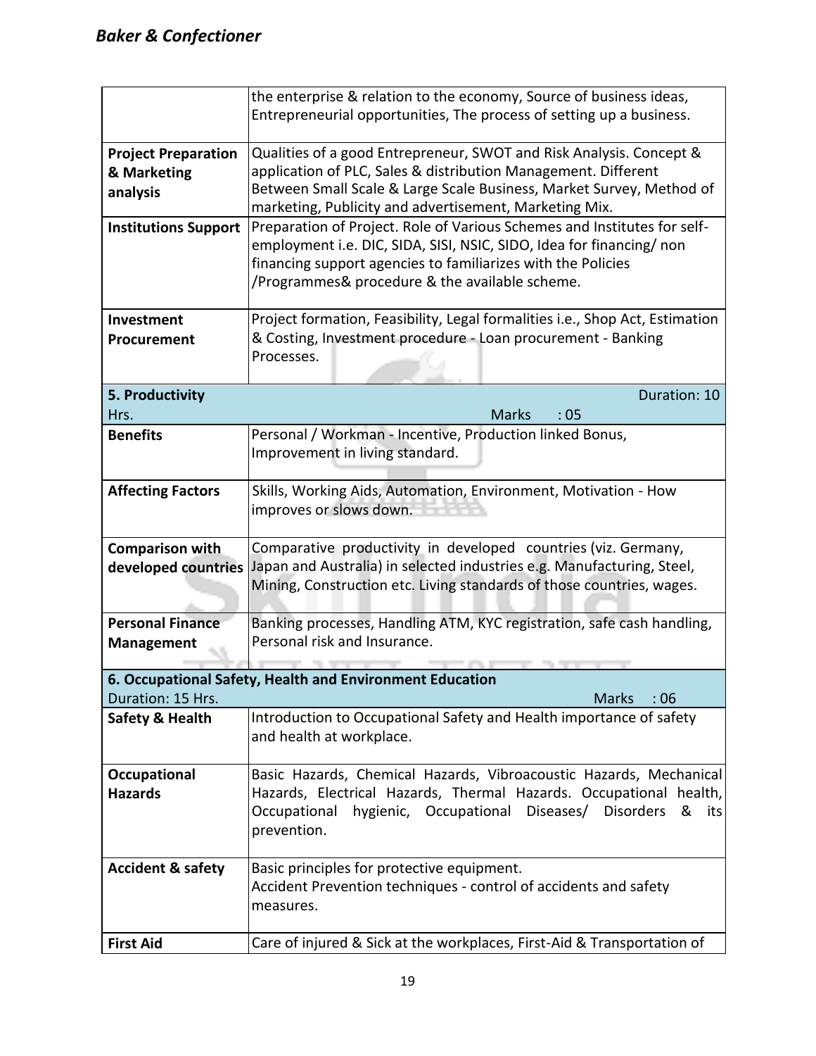| | |
|---|---|
| | the enterprise & relation to the economy, Source of business ideas, Entrepreneurial opportunities, The process of setting up a business. |
| **Project Preparation & Marketing analysis** | Qualities of a good Entrepreneur, SWOT and Risk Analysis. Concept & application of PLC, Sales & distribution Management. Different Between Small Scale & Large Scale Business, Market Survey, Method of marketing, Publicity and advertisement, Marketing Mix. |
| **Institutions Support** | Preparation of Project. Role of Various Schemes and Institutes for self-employment i.e. DIC, SIDA, SISI, NSIC, SIDO, Idea for financing/ non financing support agencies to familiarizes with the Policies /Programmes& procedure & the available scheme. |
| **Investment Procurement** | Project formation, Feasibility, Legal formalities i.e., Shop Act, Estimation & Costing, Investment procedure - Loan procurement - Banking Processes. |
| **5. Productivity** Duration: 10 Hrs. | Marks : 05 |
| **Benefits** | Personal / Workman - Incentive, Production linked Bonus, Improvement in living standard. |
| **Affecting Factors** | Skills, Working Aids, Automation, Environment, Motivation - How improves or slows down. |
| **Comparison with developed countries** | Comparative productivity in developed countries (viz. Germany, Japan and Australia) in selected industries e.g. Manufacturing, Steel, Mining, Construction etc. Living standards of those countries, wages. |
| **Personal Finance Management** | Banking processes, Handling ATM, KYC registration, safe cash handling, Personal risk and Insurance. |
| **6. Occupational Safety, Health and Environment Education** Duration: 15 Hrs. | Marks : 06 |
| **Safety & Health** | Introduction to Occupational Safety and Health importance of safety and health at workplace. |
| **Occupational Hazards** | Basic Hazards, Chemical Hazards, Vibroacoustic Hazards, Mechanical Hazards, Electrical Hazards, Thermal Hazards. Occupational health, Occupational hygienic, Occupational Diseases/ Disorders & its prevention. |
| **Accident & safety** | Basic principles for protective equipment.<br>Accident Prevention techniques - control of accidents and safety measures. |
| **First Aid** | Care of injured & Sick at the workplaces, First-Aid & Transportation of |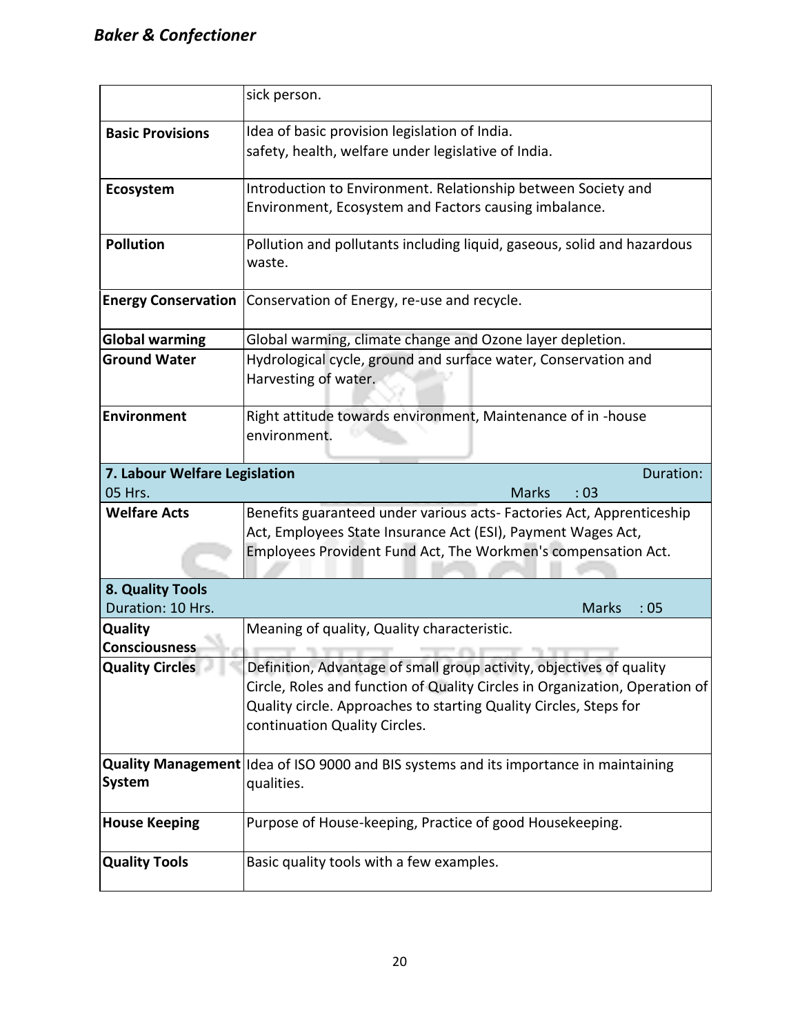| | |
|---|---|
| | sick person. |
| **Basic Provisions** | Idea of basic provision legislation of India.<br>safety, health, welfare under legislative of India. |
| **Ecosystem** | Introduction to Environment. Relationship between Society and Environment, Ecosystem and Factors causing imbalance. |
| **Pollution** | Pollution and pollutants including liquid, gaseous, solid and hazardous waste. |
| **Energy Conservation** | Conservation of Energy, re-use and recycle. |
| **Global warming** | Global warming, climate change and Ozone layer depletion. |
| **Ground Water** | Hydrological cycle, ground and surface water, Conservation and Harvesting of water. |
| **Environment** | Right attitude towards environment, Maintenance of in -house environment. |
| **7. Labour Welfare Legislation** | Duration: 05 Hrs. Marks : 03 |
| **Welfare Acts** | Benefits guaranteed under various acts- Factories Act, Apprenticeship Act, Employees State Insurance Act (ESI), Payment Wages Act, Employees Provident Fund Act, The Workmen's compensation Act. |
| **8. Quality Tools** Duration: 10 Hrs. | Marks : 05 |
| **Quality Consciousness** | Meaning of quality, Quality characteristic. |
| **Quality Circles** | Definition, Advantage of small group activity, objectives of quality Circle, Roles and function of Quality Circles in Organization, Operation of Quality circle. Approaches to starting Quality Circles, Steps for continuation Quality Circles. |
| **Quality Management System** | Idea of ISO 9000 and BIS systems and its importance in maintaining qualities. |
| **House Keeping** | Purpose of House-keeping, Practice of good Housekeeping. |
| **Quality Tools** | Basic quality tools with a few examples. |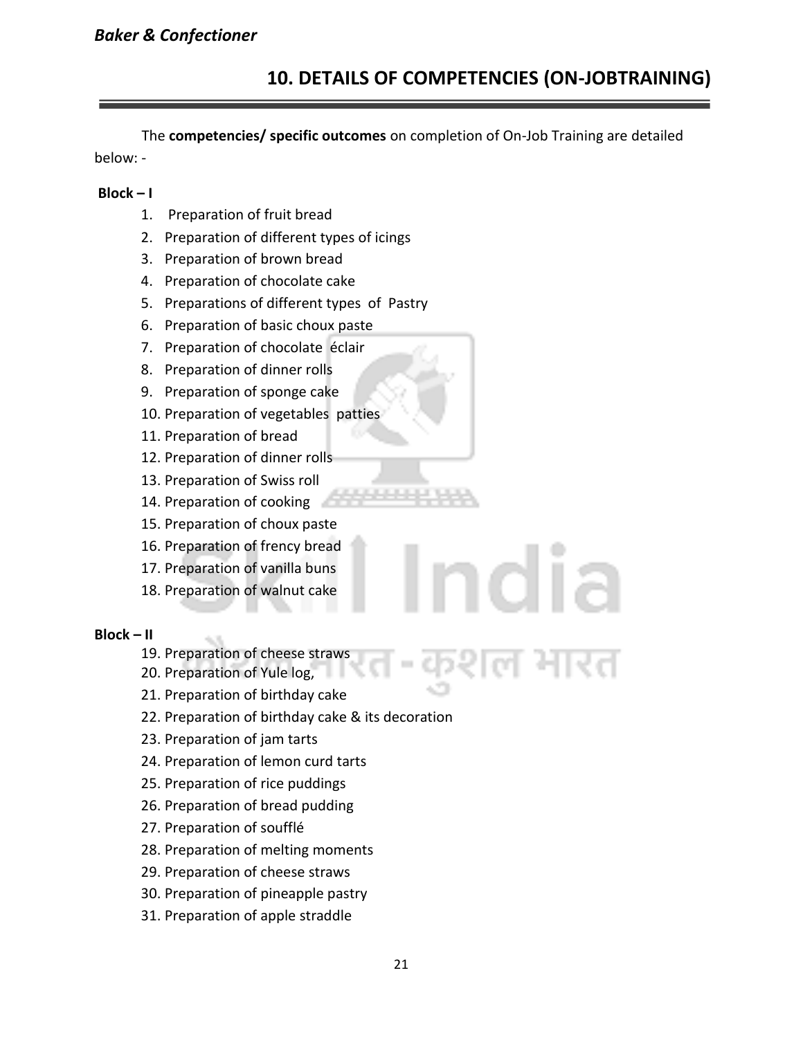## 10. DETAILS OF COMPETENCIES (ON-JOBTRAINING)

The **competencies/ specific outcomes** on completion of On-Job Training are detailed below: -

**Block – I**

1. Preparation of fruit bread
2. Preparation of different types of icings
3. Preparation of brown bread
4. Preparation of chocolate cake
5. Preparations of different types of Pastry
6. Preparation of basic choux paste
7. Preparation of chocolate éclair
8. Preparation of dinner rolls
9. Preparation of sponge cake
10. Preparation of vegetables patties
11. Preparation of bread
12. Preparation of dinner rolls
13. Preparation of Swiss roll
14. Preparation of cooking
15. Preparation of choux paste
16. Preparation of frency bread
17. Preparation of vanilla buns
18. Preparation of walnut cake

**Block – II**

19. Preparation of cheese straws
20. Preparation of Yule log,
21. Preparation of birthday cake
22. Preparation of birthday cake & its decoration
23. Preparation of jam tarts
24. Preparation of lemon curd tarts
25. Preparation of rice puddings
26. Preparation of bread pudding
27. Preparation of soufflé
28. Preparation of melting moments
29. Preparation of cheese straws
30. Preparation of pineapple pastry
31. Preparation of apple straddle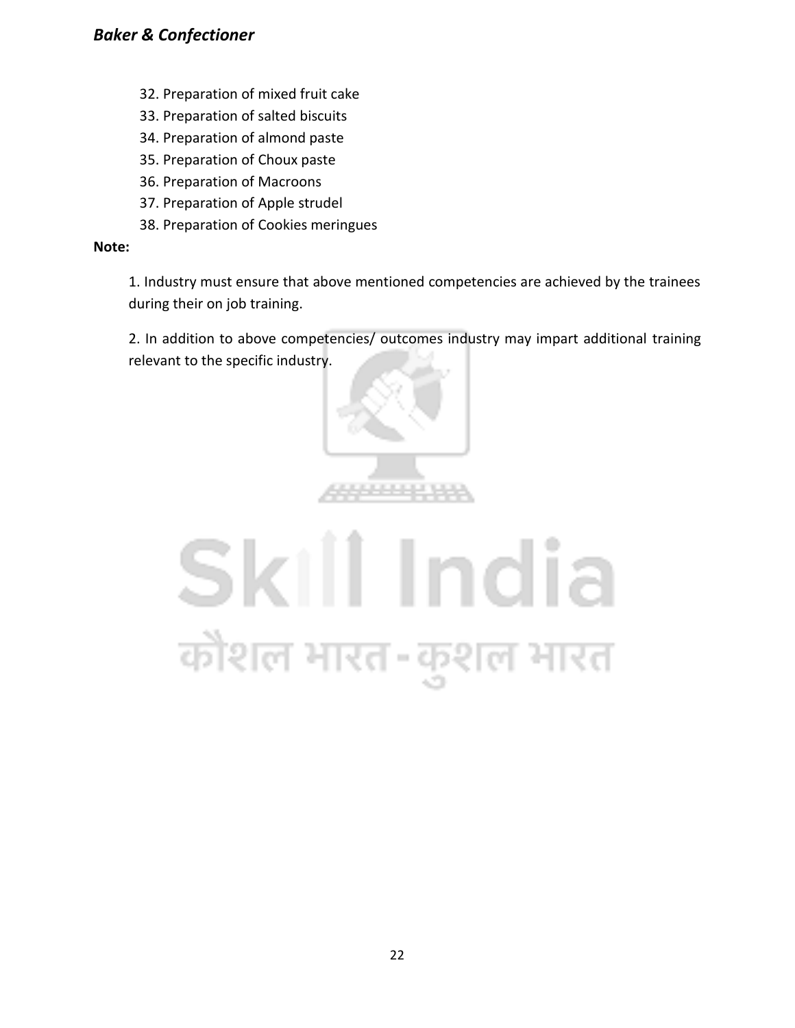32. Preparation of mixed fruit cake
33. Preparation of salted biscuits
34. Preparation of almond paste
35. Preparation of Choux paste
36. Preparation of Macroons
37. Preparation of Apple strudel
38. Preparation of Cookies meringues

**Note:**

1. Industry must ensure that above mentioned competencies are achieved by the trainees during their on job training.

2. In addition to above competencies/ outcomes industry may impart additional training relevant to the specific industry.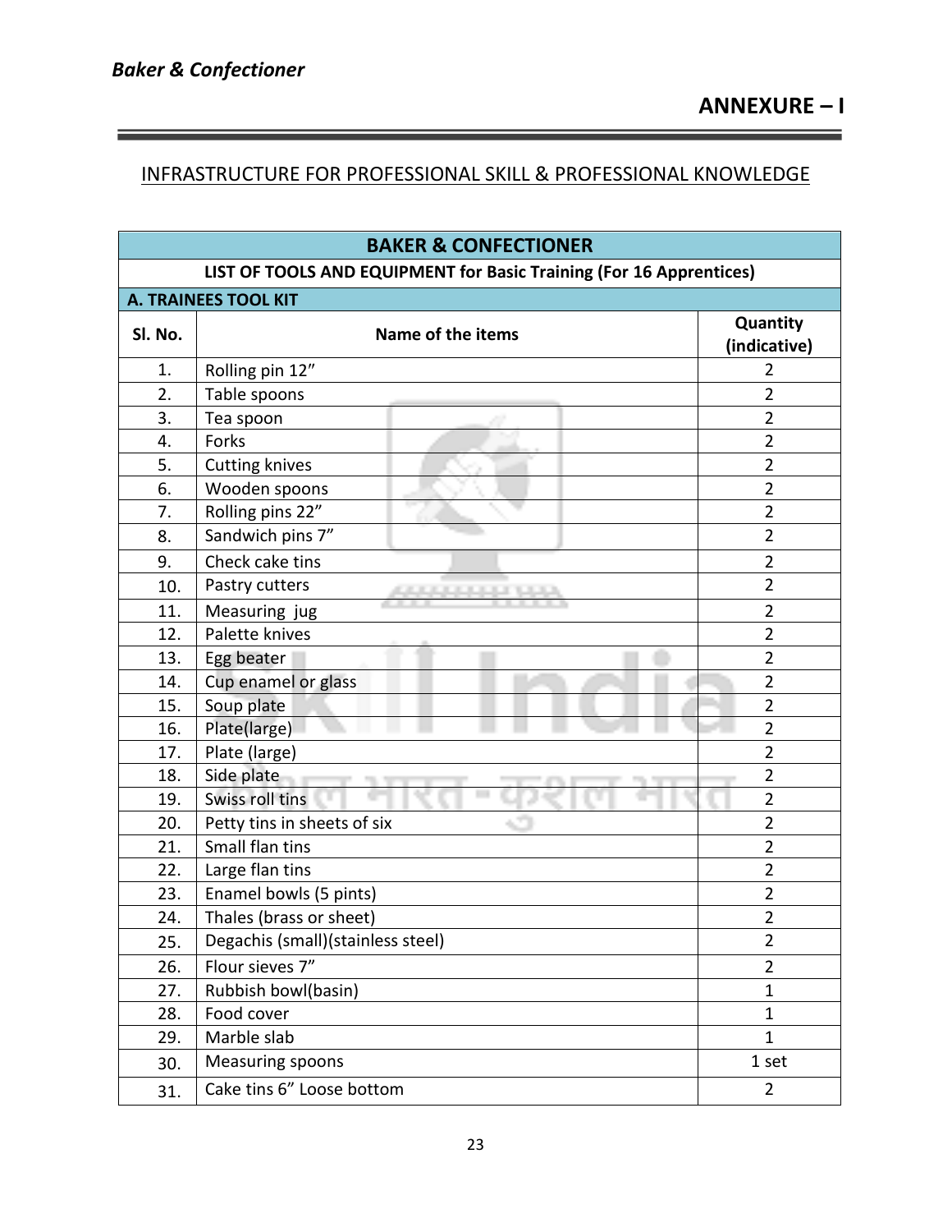## ANNEXURE – I

### INFRASTRUCTURE FOR PROFESSIONAL SKILL & PROFESSIONAL KNOWLEDGE

| **BAKER & CONFECTIONER** | | |
|---|---|---|
| **LIST OF TOOLS AND EQUIPMENT for Basic Training (For 16 Apprentices)** | | |
| **A. TRAINEES TOOL KIT** | | |
| **Sl. No.** | **Name of the items** | **Quantity (indicative)** |
| 1. | Rolling pin 12" | 2 |
| 2. | Table spoons | 2 |
| 3. | Tea spoon | 2 |
| 4. | Forks | 2 |
| 5. | Cutting knives | 2 |
| 6. | Wooden spoons | 2 |
| 7. | Rolling pins 22" | 2 |
| 8. | Sandwich pins 7" | 2 |
| 9. | Check cake tins | 2 |
| 10. | Pastry cutters | 2 |
| 11. | Measuring jug | 2 |
| 12. | Palette knives | 2 |
| 13. | Egg beater | 2 |
| 14. | Cup enamel or glass | 2 |
| 15. | Soup plate | 2 |
| 16. | Plate(large) | 2 |
| 17. | Plate (large) | 2 |
| 18. | Side plate | 2 |
| 19. | Swiss roll tins | 2 |
| 20. | Petty tins in sheets of six | 2 |
| 21. | Small flan tins | 2 |
| 22. | Large flan tins | 2 |
| 23. | Enamel bowls (5 pints) | 2 |
| 24. | Thales (brass or sheet) | 2 |
| 25. | Degachis (small)(stainless steel) | 2 |
| 26. | Flour sieves 7" | 2 |
| 27. | Rubbish bowl(basin) | 1 |
| 28. | Food cover | 1 |
| 29. | Marble slab | 1 |
| 30. | Measuring spoons | 1 set |
| 31. | Cake tins 6" Loose bottom | 2 |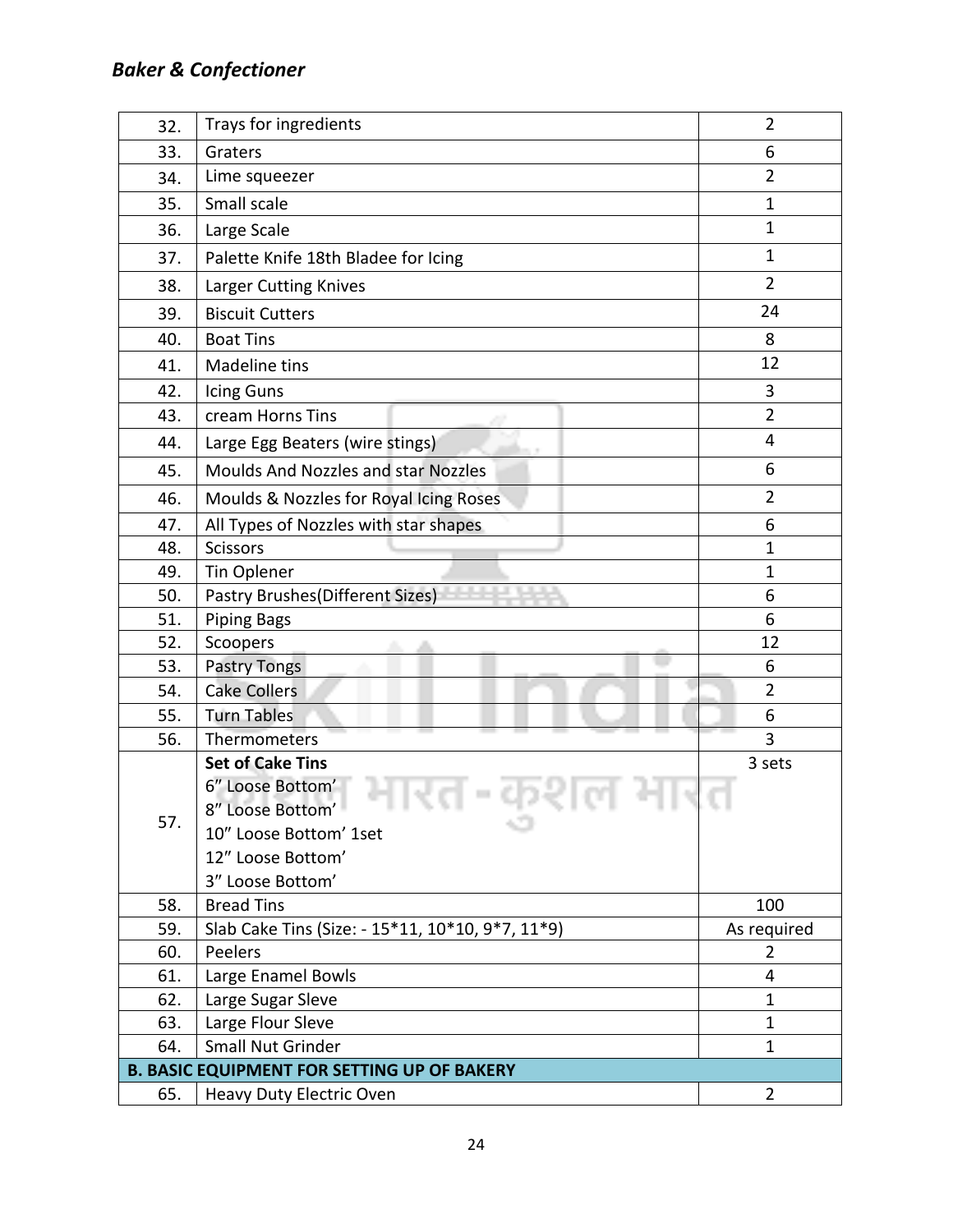| | | |
|---|---|---|
| 32. | Trays for ingredients | 2 |
| 33. | Graters | 6 |
| 34. | Lime squeezer | 2 |
| 35. | Small scale | 1 |
| 36. | Large Scale | 1 |
| 37. | Palette Knife 18th Bladee for Icing | 1 |
| 38. | Larger Cutting Knives | 2 |
| 39. | Biscuit Cutters | 24 |
| 40. | Boat Tins | 8 |
| 41. | Madeline tins | 12 |
| 42. | Icing Guns | 3 |
| 43. | cream Horns Tins | 2 |
| 44. | Large Egg Beaters (wire stings) | 4 |
| 45. | Moulds And Nozzles and star Nozzles | 6 |
| 46. | Moulds & Nozzles for Royal Icing Roses | 2 |
| 47. | All Types of Nozzles with star shapes | 6 |
| 48. | Scissors | 1 |
| 49. | Tin Oplener | 1 |
| 50. | Pastry Brushes(Different Sizes) | 6 |
| 51. | Piping Bags | 6 |
| 52. | Scoopers | 12 |
| 53. | Pastry Tongs | 6 |
| 54. | Cake Collers | 2 |
| 55. | Turn Tables | 6 |
| 56. | Thermometers | 3 |
| 57. | **Set of Cake Tins**<br>6″ Loose Bottom’<br>8″ Loose Bottom’<br>10″ Loose Bottom’ 1set<br>12″ Loose Bottom’<br>3″ Loose Bottom’ | 3 sets |
| 58. | Bread Tins | 100 |
| 59. | Slab Cake Tins (Size: - 15*11, 10*10, 9*7, 11*9) | As required |
| 60. | Peelers | 2 |
| 61. | Large Enamel Bowls | 4 |
| 62. | Large Sugar Sleve | 1 |
| 63. | Large Flour Sleve | 1 |
| 64. | Small Nut Grinder | 1 |
| **B. BASIC EQUIPMENT FOR SETTING UP OF BAKERY** | | |
| 65. | Heavy Duty Electric Oven | 2 |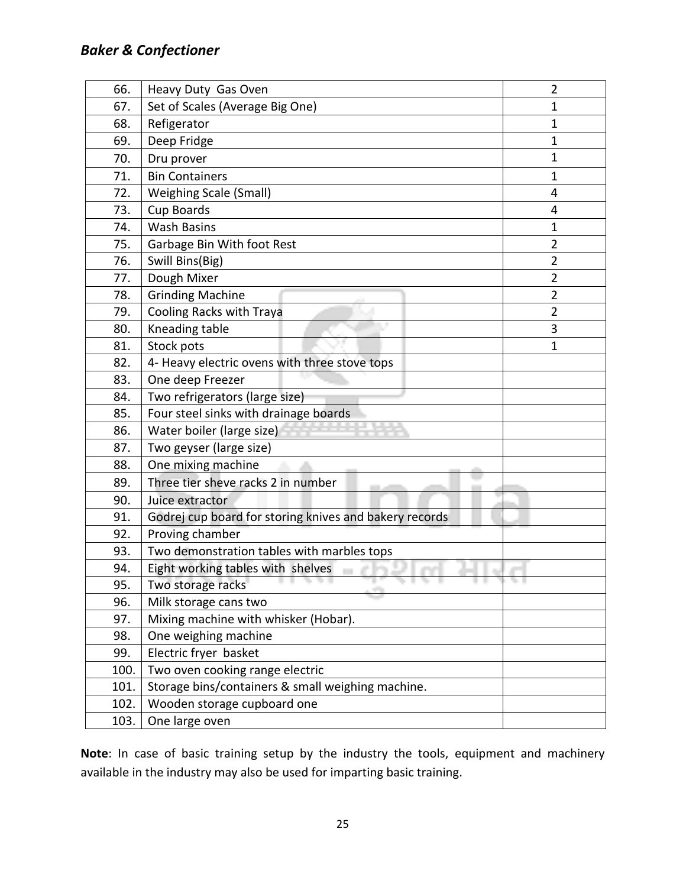| | | |
|---|---|---|
| 66. | Heavy Duty Gas Oven | 2 |
| 67. | Set of Scales (Average Big One) | 1 |
| 68. | Refigerator | 1 |
| 69. | Deep Fridge | 1 |
| 70. | Dru prover | 1 |
| 71. | Bin Containers | 1 |
| 72. | Weighing Scale (Small) | 4 |
| 73. | Cup Boards | 4 |
| 74. | Wash Basins | 1 |
| 75. | Garbage Bin With foot Rest | 2 |
| 76. | Swill Bins(Big) | 2 |
| 77. | Dough Mixer | 2 |
| 78. | Grinding Machine | 2 |
| 79. | Cooling Racks with Traya | 2 |
| 80. | Kneading table | 3 |
| 81. | Stock pots | 1 |
| 82. | 4- Heavy electric ovens with three stove tops | |
| 83. | One deep Freezer | |
| 84. | Two refrigerators (large size) | |
| 85. | Four steel sinks with drainage boards | |
| 86. | Water boiler (large size) | |
| 87. | Two geyser (large size) | |
| 88. | One mixing machine | |
| 89. | Three tier sheve racks 2 in number | |
| 90. | Juice extractor | |
| 91. | Godrej cup board for storing knives and bakery records | |
| 92. | Proving chamber | |
| 93. | Two demonstration tables with marbles tops | |
| 94. | Eight working tables with shelves | |
| 95. | Two storage racks | |
| 96. | Milk storage cans two | |
| 97. | Mixing machine with whisker (Hobar). | |
| 98. | One weighing machine | |
| 99. | Electric fryer basket | |
| 100. | Two oven cooking range electric | |
| 101. | Storage bins/containers & small weighing machine. | |
| 102. | Wooden storage cupboard one | |
| 103. | One large oven | |

**Note**: In case of basic training setup by the industry the tools, equipment and machinery available in the industry may also be used for imparting basic training.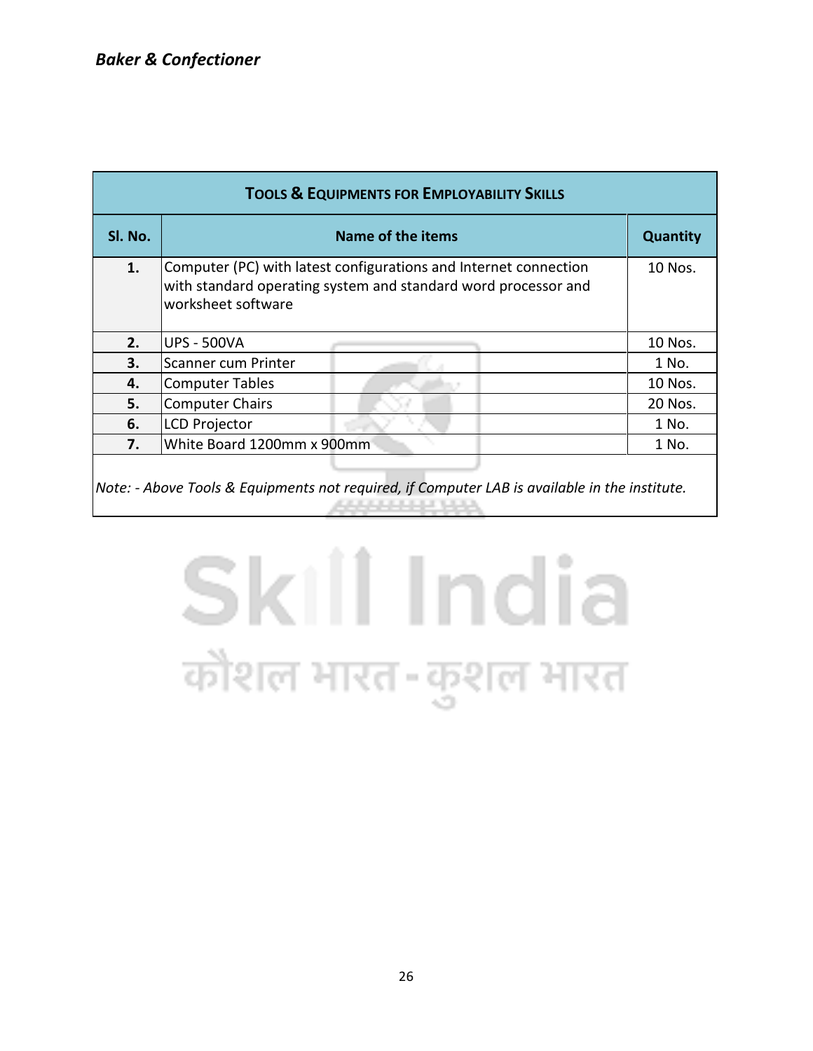| TOOLS & EQUIPMENTS FOR EMPLOYABILITY SKILLS | | |
|---|---|---|
| **Sl. No.** | **Name of the items** | **Quantity** |
| **1.** | Computer (PC) with latest configurations and Internet connection with standard operating system and standard word processor and worksheet software | 10 Nos. |
| **2.** | UPS - 500VA | 10 Nos. |
| **3.** | Scanner cum Printer | 1 No. |
| **4.** | Computer Tables | 10 Nos. |
| **5.** | Computer Chairs | 20 Nos. |
| **6.** | LCD Projector | 1 No. |
| **7.** | White Board 1200mm x 900mm | 1 No. |

*Note: - Above Tools & Equipments not required, if Computer LAB is available in the institute.*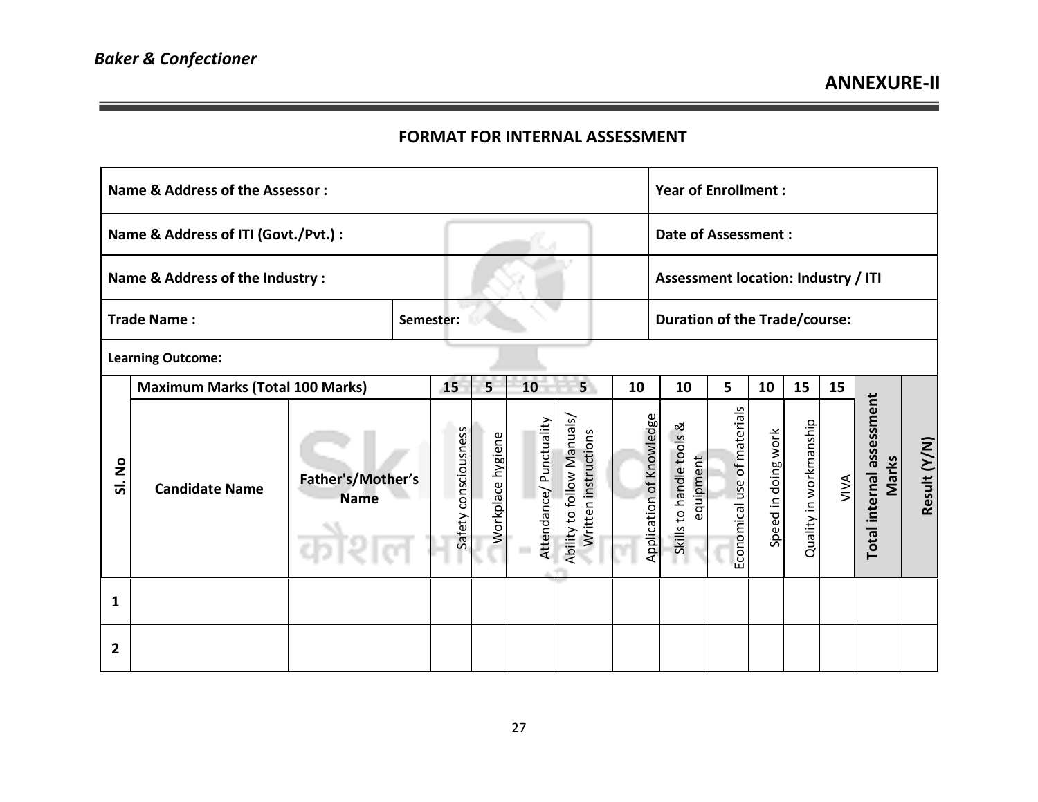## ANNEXURE-II

### FORMAT FOR INTERNAL ASSESSMENT

| | |
|---|---|
| **Name & Address of the Assessor :** | **Year of Enrollment :** |
| **Name & Address of ITI (Govt./Pvt.) :** | **Date of Assessment :** |
| **Name & Address of the Industry :** | **Assessment location: Industry / ITI** |
| **Trade Name :** **Semester:** | **Duration of the Trade/course:** |
| **Learning Outcome:** | |

| Sl. No | Maximum Marks (Total 100 Marks) | | 15 | 5 | 10 | 5 | 10 | 10 | 5 | 10 | 15 | 15 | Total internal assessment Marks | Result (Y/N) |
|---|---|---|---|---|---|---|---|---|---|---|---|---|---|---|
| | **Candidate Name** | **Father's/Mother's Name** | Safety consciousness | Workplace hygiene | Attendance/ Punctuality | Ability to follow Manuals/ Written instructions | Application of Knowledge | Skills to handle tools & equipment | Economical use of materials | Speed in doing work | Quality in workmanship | VIVA | | |
| **1** | | | | | | | | | | | | | | |
| **2** | | | | | | | | | | | | | | |